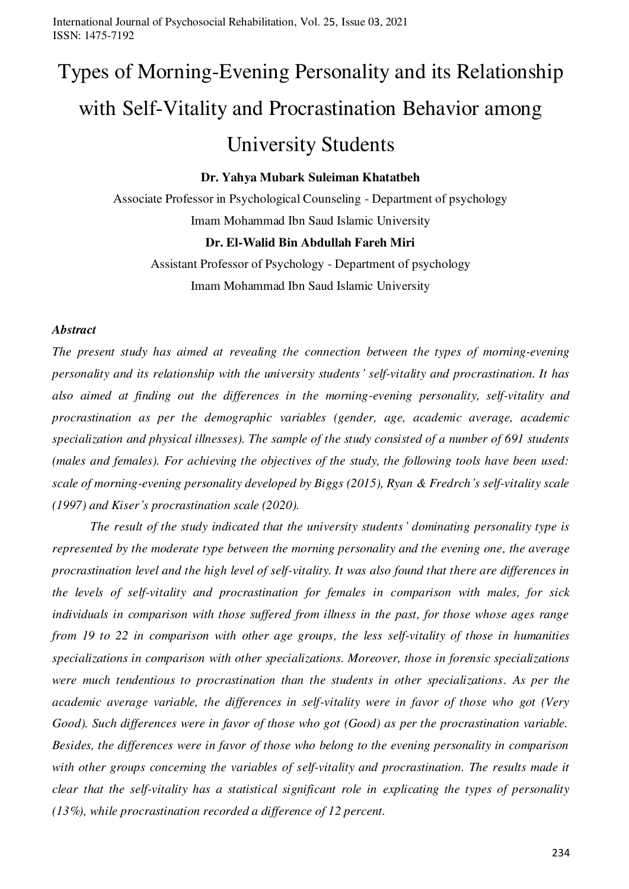# Types of Morning-Evening Personality and its Relationship with Self-Vitality and Procrastination Behavior among University Students

**Dr. Yahya Mubark Suleiman Khatatbeh**

Associate Professor in Psychological Counseling - Department of psychology

Imam Mohammad Ibn Saud Islamic University

**Dr. El-Walid Bin Abdullah Fareh Miri**

Assistant Professor of Psychology - Department of psychology

Imam Mohammad Ibn Saud Islamic University

### *Abstract*

*The present study has aimed at revealing the connection between the types of morning-evening personality and its relationship with the university students' self-vitality and procrastination. It has also aimed at finding out the differences in the morning-evening personality, self-vitality and procrastination as per the demographic variables (gender, age, academic average, academic specialization and physical illnesses). The sample of the study consisted of a number of 691 students (males and females). For achieving the objectives of the study, the following tools have been used: scale of morning-evening personality developed by Biggs (2015), Ryan & Fredrch's self-vitality scale (1997) and Kiser's procrastination scale (2020).*

*The result of the study indicated that the university students' dominating personality type is represented by the moderate type between the morning personality and the evening one, the average procrastination level and the high level of self-vitality. It was also found that there are differences in the levels of self-vitality and procrastination for females in comparison with males, for sick individuals in comparison with those suffered from illness in the past, for those whose ages range from 19 to 22 in comparison with other age groups, the less self-vitality of those in humanities specializations in comparison with other specializations. Moreover, those in forensic specializations were much tendentious to procrastination than the students in other specializations. As per the academic average variable, the differences in self-vitality were in favor of those who got (Very Good). Such differences were in favor of those who got (Good) as per the procrastination variable. Besides, the differences were in favor of those who belong to the evening personality in comparison with other groups concerning the variables of self-vitality and procrastination. The results made it clear that the self-vitality has a statistical significant role in explicating the types of personality (13%), while procrastination recorded a difference of 12 percent.*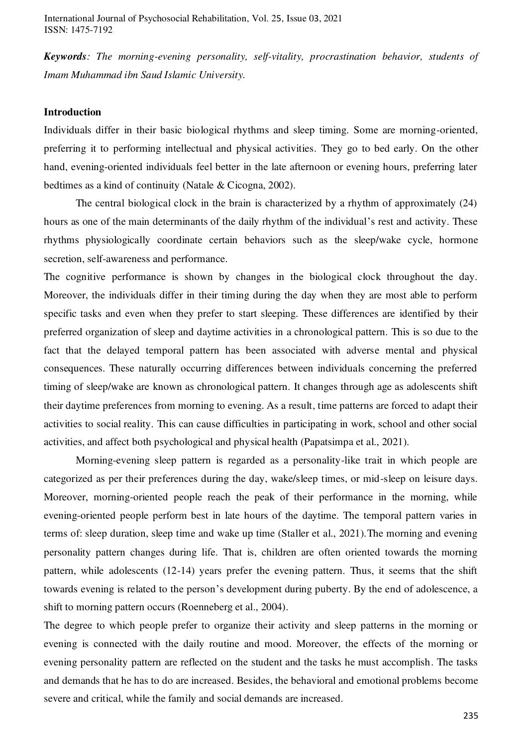***Keywords**: The morning-evening personality, self-vitality, procrastination behavior, students of Imam Muhammad ibn Saud Islamic University.*

## Introduction

Individuals differ in their basic biological rhythms and sleep timing. Some are morning-oriented, preferring it to performing intellectual and physical activities. They go to bed early. On the other hand, evening-oriented individuals feel better in the late afternoon or evening hours, preferring later bedtimes as a kind of continuity (Natale & Cicogna, 2002).

The central biological clock in the brain is characterized by a rhythm of approximately (24) hours as one of the main determinants of the daily rhythm of the individual's rest and activity. These rhythms physiologically coordinate certain behaviors such as the sleep/wake cycle, hormone secretion, self-awareness and performance.

The cognitive performance is shown by changes in the biological clock throughout the day. Moreover, the individuals differ in their timing during the day when they are most able to perform specific tasks and even when they prefer to start sleeping. These differences are identified by their preferred organization of sleep and daytime activities in a chronological pattern. This is so due to the fact that the delayed temporal pattern has been associated with adverse mental and physical consequences. These naturally occurring differences between individuals concerning the preferred timing of sleep/wake are known as chronological pattern. It changes through age as adolescents shift their daytime preferences from morning to evening. As a result, time patterns are forced to adapt their activities to social reality. This can cause difficulties in participating in work, school and other social activities, and affect both psychological and physical health (Papatsimpa et al., 2021).

Morning-evening sleep pattern is regarded as a personality-like trait in which people are categorized as per their preferences during the day, wake/sleep times, or mid-sleep on leisure days. Moreover, morning-oriented people reach the peak of their performance in the morning, while evening-oriented people perform best in late hours of the daytime. The temporal pattern varies in terms of: sleep duration, sleep time and wake up time (Staller et al., 2021).The morning and evening personality pattern changes during life. That is, children are often oriented towards the morning pattern, while adolescents (12-14) years prefer the evening pattern. Thus, it seems that the shift towards evening is related to the person's development during puberty. By the end of adolescence, a shift to morning pattern occurs (Roenneberg et al., 2004).

The degree to which people prefer to organize their activity and sleep patterns in the morning or evening is connected with the daily routine and mood. Moreover, the effects of the morning or evening personality pattern are reflected on the student and the tasks he must accomplish. The tasks and demands that he has to do are increased. Besides, the behavioral and emotional problems become severe and critical, while the family and social demands are increased.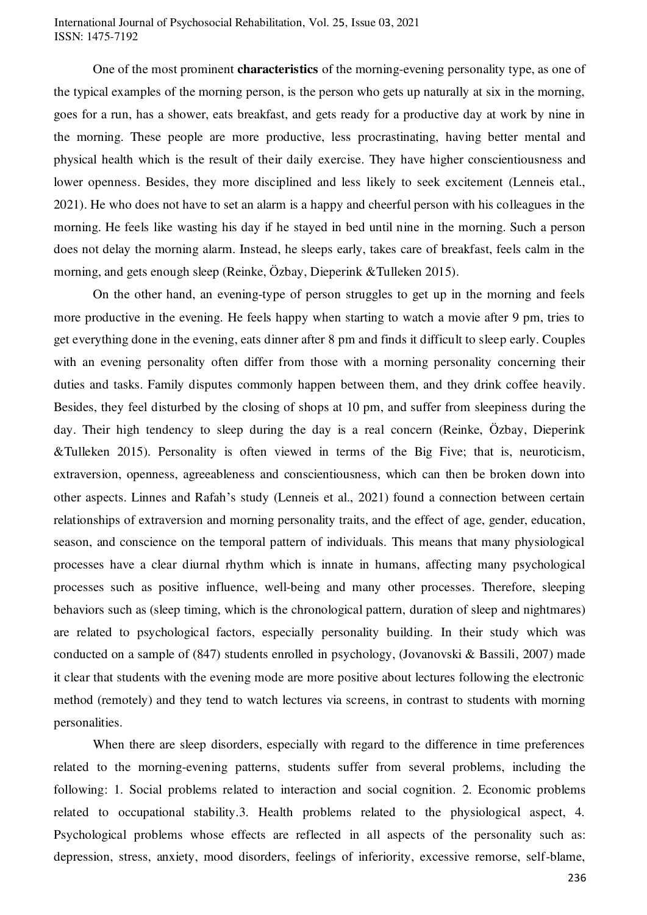One of the most prominent **characteristics** of the morning-evening personality type, as one of the typical examples of the morning person, is the person who gets up naturally at six in the morning, goes for a run, has a shower, eats breakfast, and gets ready for a productive day at work by nine in the morning. These people are more productive, less procrastinating, having better mental and physical health which is the result of their daily exercise. They have higher conscientiousness and lower openness. Besides, they more disciplined and less likely to seek excitement (Lenneis etal., 2021). He who does not have to set an alarm is a happy and cheerful person with his colleagues in the morning. He feels like wasting his day if he stayed in bed until nine in the morning. Such a person does not delay the morning alarm. Instead, he sleeps early, takes care of breakfast, feels calm in the morning, and gets enough sleep (Reinke, Özbay, Dieperink &Tulleken 2015).

On the other hand, an evening-type of person struggles to get up in the morning and feels more productive in the evening. He feels happy when starting to watch a movie after 9 pm, tries to get everything done in the evening, eats dinner after 8 pm and finds it difficult to sleep early. Couples with an evening personality often differ from those with a morning personality concerning their duties and tasks. Family disputes commonly happen between them, and they drink coffee heavily. Besides, they feel disturbed by the closing of shops at 10 pm, and suffer from sleepiness during the day. Their high tendency to sleep during the day is a real concern (Reinke, Özbay, Dieperink &Tulleken 2015). Personality is often viewed in terms of the Big Five; that is, neuroticism, extraversion, openness, agreeableness and conscientiousness, which can then be broken down into other aspects. Linnes and Rafah's study (Lenneis et al., 2021) found a connection between certain relationships of extraversion and morning personality traits, and the effect of age, gender, education, season, and conscience on the temporal pattern of individuals. This means that many physiological processes have a clear diurnal rhythm which is innate in humans, affecting many psychological processes such as positive influence, well-being and many other processes. Therefore, sleeping behaviors such as (sleep timing, which is the chronological pattern, duration of sleep and nightmares) are related to psychological factors, especially personality building. In their study which was conducted on a sample of (847) students enrolled in psychology, (Jovanovski & Bassili, 2007) made it clear that students with the evening mode are more positive about lectures following the electronic method (remotely) and they tend to watch lectures via screens, in contrast to students with morning personalities.

When there are sleep disorders, especially with regard to the difference in time preferences related to the morning-evening patterns, students suffer from several problems, including the following: 1. Social problems related to interaction and social cognition. 2. Economic problems related to occupational stability.3. Health problems related to the physiological aspect, 4. Psychological problems whose effects are reflected in all aspects of the personality such as: depression, stress, anxiety, mood disorders, feelings of inferiority, excessive remorse, self-blame,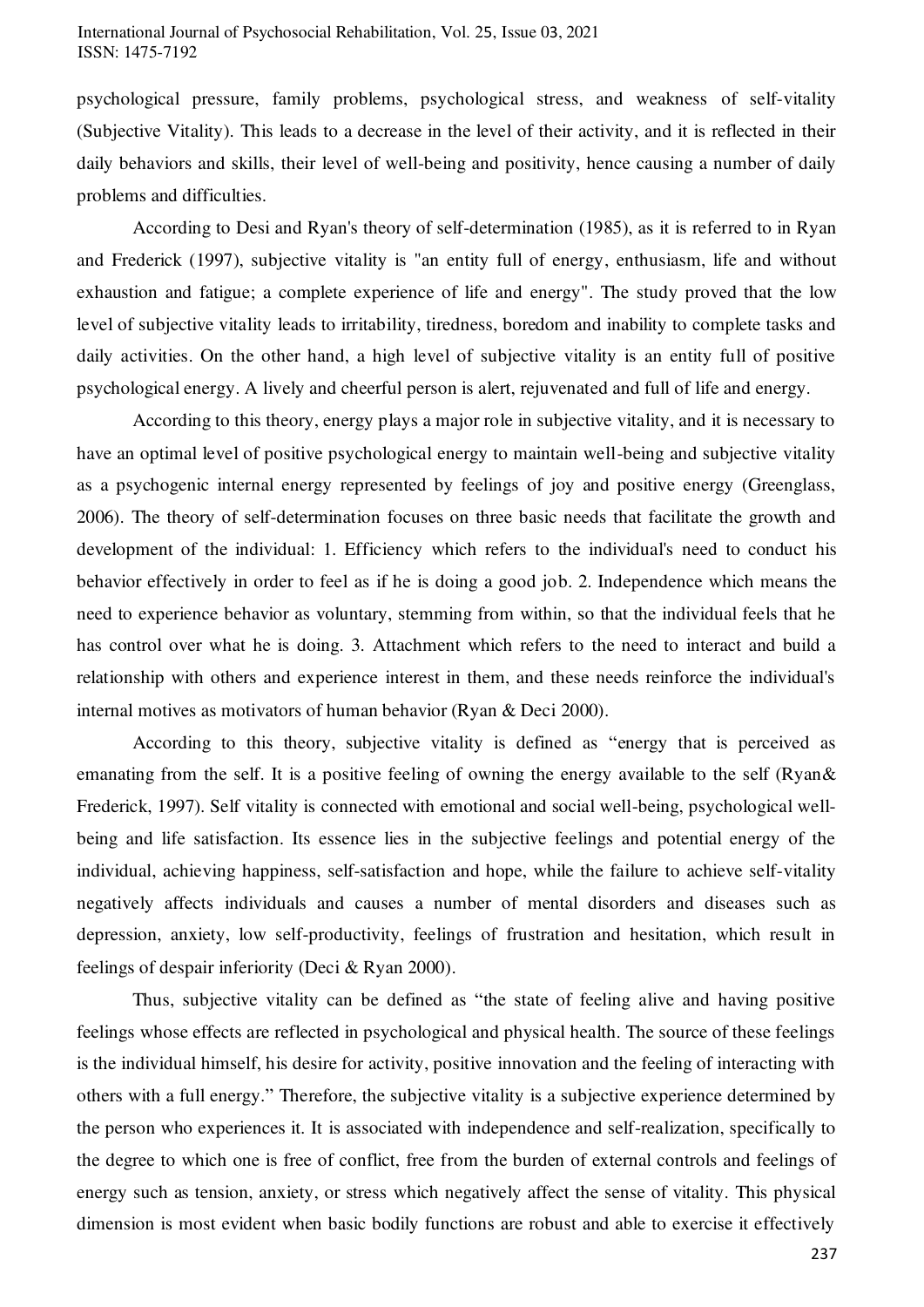psychological pressure, family problems, psychological stress, and weakness of self-vitality (Subjective Vitality). This leads to a decrease in the level of their activity, and it is reflected in their daily behaviors and skills, their level of well-being and positivity, hence causing a number of daily problems and difficulties.

According to Desi and Ryan's theory of self-determination (1985), as it is referred to in Ryan and Frederick (1997), subjective vitality is "an entity full of energy, enthusiasm, life and without exhaustion and fatigue; a complete experience of life and energy". The study proved that the low level of subjective vitality leads to irritability, tiredness, boredom and inability to complete tasks and daily activities. On the other hand, a high level of subjective vitality is an entity full of positive psychological energy. A lively and cheerful person is alert, rejuvenated and full of life and energy.

According to this theory, energy plays a major role in subjective vitality, and it is necessary to have an optimal level of positive psychological energy to maintain well-being and subjective vitality as a psychogenic internal energy represented by feelings of joy and positive energy (Greenglass, 2006). The theory of self-determination focuses on three basic needs that facilitate the growth and development of the individual: 1. Efficiency which refers to the individual's need to conduct his behavior effectively in order to feel as if he is doing a good job. 2. Independence which means the need to experience behavior as voluntary, stemming from within, so that the individual feels that he has control over what he is doing. 3. Attachment which refers to the need to interact and build a relationship with others and experience interest in them, and these needs reinforce the individual's internal motives as motivators of human behavior (Ryan & Deci 2000).

According to this theory, subjective vitality is defined as “energy that is perceived as emanating from the self. It is a positive feeling of owning the energy available to the self (Ryan& Frederick, 1997). Self vitality is connected with emotional and social well-being, psychological well-being and life satisfaction. Its essence lies in the subjective feelings and potential energy of the individual, achieving happiness, self-satisfaction and hope, while the failure to achieve self-vitality negatively affects individuals and causes a number of mental disorders and diseases such as depression, anxiety, low self-productivity, feelings of frustration and hesitation, which result in feelings of despair inferiority (Deci & Ryan 2000).

Thus, subjective vitality can be defined as “the state of feeling alive and having positive feelings whose effects are reflected in psychological and physical health. The source of these feelings is the individual himself, his desire for activity, positive innovation and the feeling of interacting with others with a full energy.” Therefore, the subjective vitality is a subjective experience determined by the person who experiences it. It is associated with independence and self-realization, specifically to the degree to which one is free of conflict, free from the burden of external controls and feelings of energy such as tension, anxiety, or stress which negatively affect the sense of vitality. This physical dimension is most evident when basic bodily functions are robust and able to exercise it effectively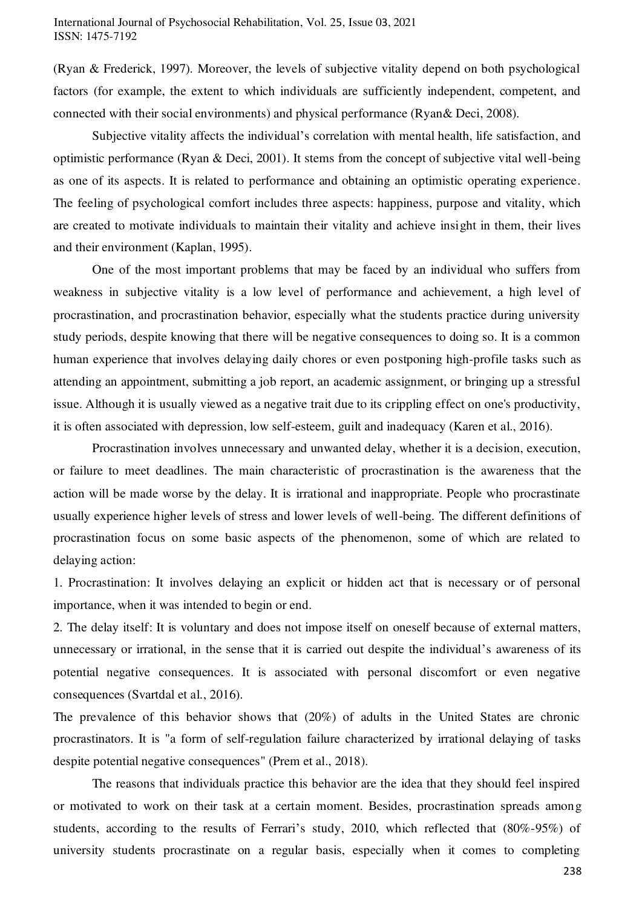(Ryan & Frederick, 1997). Moreover, the levels of subjective vitality depend on both psychological factors (for example, the extent to which individuals are sufficiently independent, competent, and connected with their social environments) and physical performance (Ryan& Deci, 2008).

Subjective vitality affects the individual's correlation with mental health, life satisfaction, and optimistic performance (Ryan & Deci, 2001). It stems from the concept of subjective vital well-being as one of its aspects. It is related to performance and obtaining an optimistic operating experience. The feeling of psychological comfort includes three aspects: happiness, purpose and vitality, which are created to motivate individuals to maintain their vitality and achieve insight in them, their lives and their environment (Kaplan, 1995).

One of the most important problems that may be faced by an individual who suffers from weakness in subjective vitality is a low level of performance and achievement, a high level of procrastination, and procrastination behavior, especially what the students practice during university study periods, despite knowing that there will be negative consequences to doing so. It is a common human experience that involves delaying daily chores or even postponing high-profile tasks such as attending an appointment, submitting a job report, an academic assignment, or bringing up a stressful issue. Although it is usually viewed as a negative trait due to its crippling effect on one's productivity, it is often associated with depression, low self-esteem, guilt and inadequacy (Karen et al., 2016).

Procrastination involves unnecessary and unwanted delay, whether it is a decision, execution, or failure to meet deadlines. The main characteristic of procrastination is the awareness that the action will be made worse by the delay. It is irrational and inappropriate. People who procrastinate usually experience higher levels of stress and lower levels of well-being. The different definitions of procrastination focus on some basic aspects of the phenomenon, some of which are related to delaying action:

1. Procrastination: It involves delaying an explicit or hidden act that is necessary or of personal importance, when it was intended to begin or end.
2. The delay itself: It is voluntary and does not impose itself on oneself because of external matters, unnecessary or irrational, in the sense that it is carried out despite the individual's awareness of its potential negative consequences. It is associated with personal discomfort or even negative consequences (Svartdal et al., 2016).

The prevalence of this behavior shows that (20%) of adults in the United States are chronic procrastinators. It is "a form of self-regulation failure characterized by irrational delaying of tasks despite potential negative consequences" (Prem et al., 2018).

The reasons that individuals practice this behavior are the idea that they should feel inspired or motivated to work on their task at a certain moment. Besides, procrastination spreads among students, according to the results of Ferrari's study, 2010, which reflected that (80%-95%) of university students procrastinate on a regular basis, especially when it comes to completing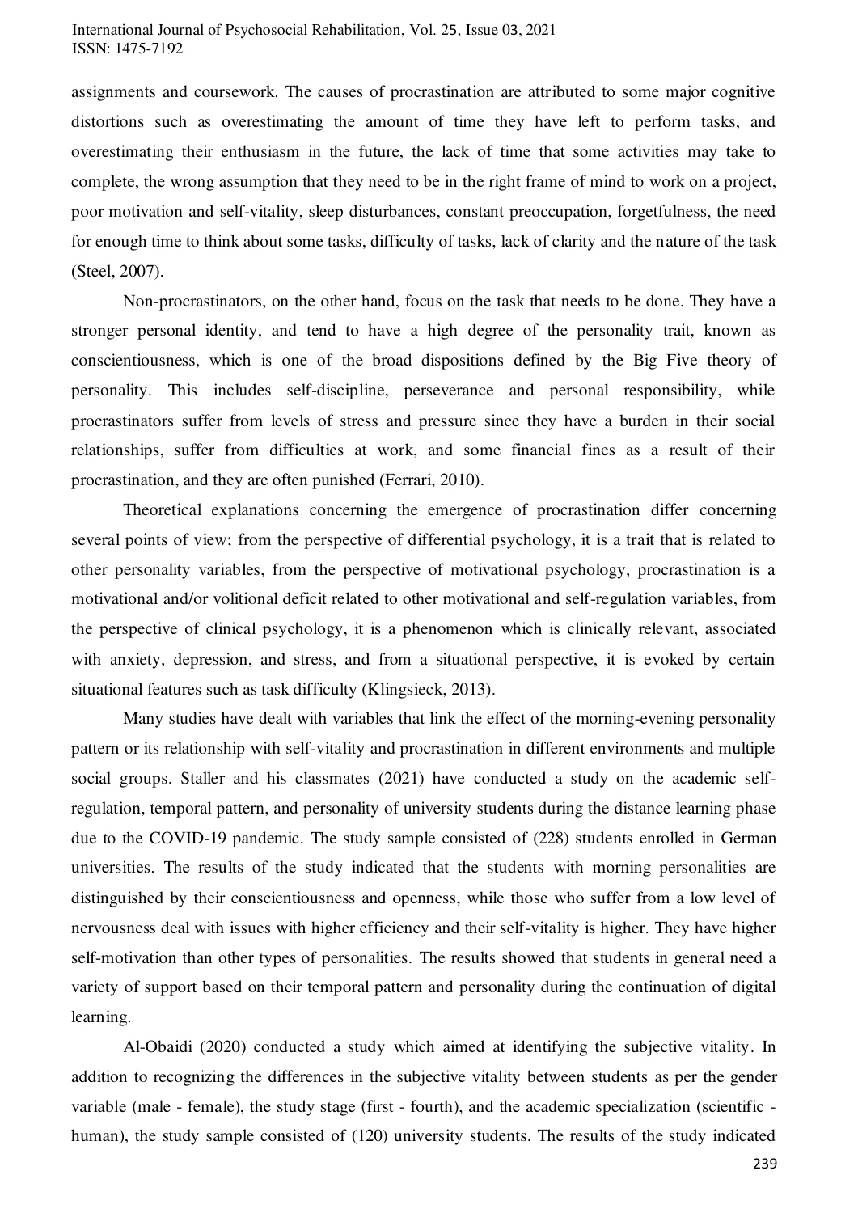assignments and coursework. The causes of procrastination are attributed to some major cognitive distortions such as overestimating the amount of time they have left to perform tasks, and overestimating their enthusiasm in the future, the lack of time that some activities may take to complete, the wrong assumption that they need to be in the right frame of mind to work on a project, poor motivation and self-vitality, sleep disturbances, constant preoccupation, forgetfulness, the need for enough time to think about some tasks, difficulty of tasks, lack of clarity and the nature of the task (Steel, 2007).

Non-procrastinators, on the other hand, focus on the task that needs to be done. They have a stronger personal identity, and tend to have a high degree of the personality trait, known as conscientiousness, which is one of the broad dispositions defined by the Big Five theory of personality. This includes self-discipline, perseverance and personal responsibility, while procrastinators suffer from levels of stress and pressure since they have a burden in their social relationships, suffer from difficulties at work, and some financial fines as a result of their procrastination, and they are often punished (Ferrari, 2010).

Theoretical explanations concerning the emergence of procrastination differ concerning several points of view; from the perspective of differential psychology, it is a trait that is related to other personality variables, from the perspective of motivational psychology, procrastination is a motivational and/or volitional deficit related to other motivational and self-regulation variables, from the perspective of clinical psychology, it is a phenomenon which is clinically relevant, associated with anxiety, depression, and stress, and from a situational perspective, it is evoked by certain situational features such as task difficulty (Klingsieck, 2013).

Many studies have dealt with variables that link the effect of the morning-evening personality pattern or its relationship with self-vitality and procrastination in different environments and multiple social groups. Staller and his classmates (2021) have conducted a study on the academic self-regulation, temporal pattern, and personality of university students during the distance learning phase due to the COVID-19 pandemic. The study sample consisted of (228) students enrolled in German universities. The results of the study indicated that the students with morning personalities are distinguished by their conscientiousness and openness, while those who suffer from a low level of nervousness deal with issues with higher efficiency and their self-vitality is higher. They have higher self-motivation than other types of personalities. The results showed that students in general need a variety of support based on their temporal pattern and personality during the continuation of digital learning.

Al-Obaidi (2020) conducted a study which aimed at identifying the subjective vitality. In addition to recognizing the differences in the subjective vitality between students as per the gender variable (male - female), the study stage (first - fourth), and the academic specialization (scientific - human), the study sample consisted of (120) university students. The results of the study indicated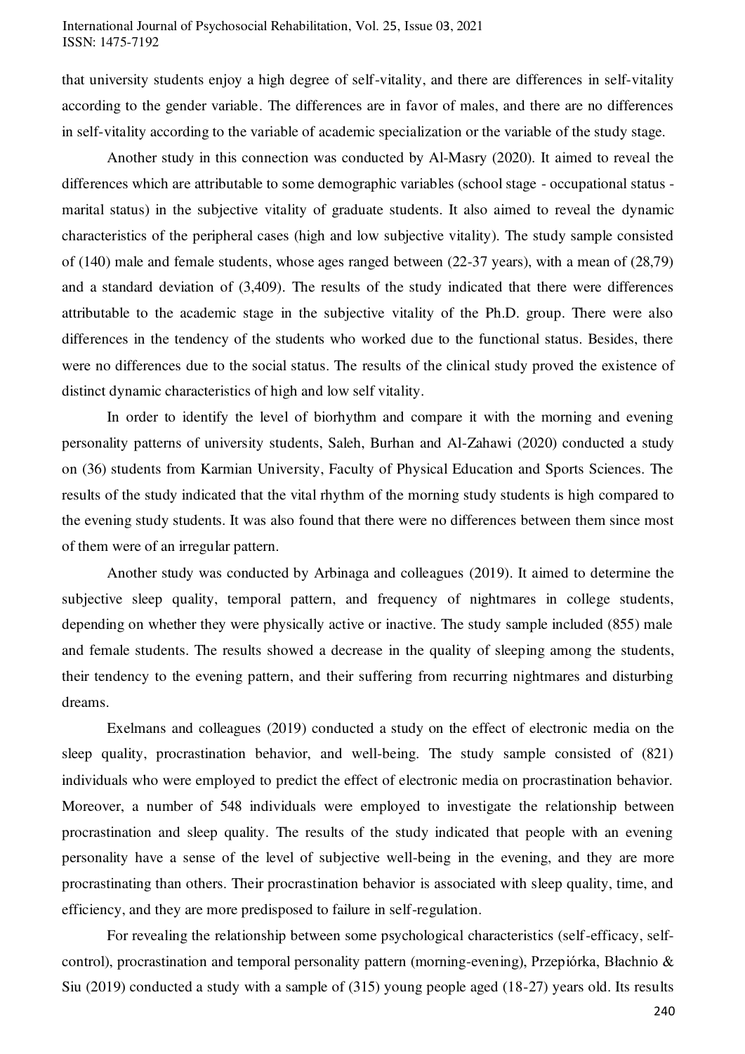that university students enjoy a high degree of self-vitality, and there are differences in self-vitality according to the gender variable. The differences are in favor of males, and there are no differences in self-vitality according to the variable of academic specialization or the variable of the study stage.

Another study in this connection was conducted by Al-Masry (2020). It aimed to reveal the differences which are attributable to some demographic variables (school stage - occupational status - marital status) in the subjective vitality of graduate students. It also aimed to reveal the dynamic characteristics of the peripheral cases (high and low subjective vitality). The study sample consisted of (140) male and female students, whose ages ranged between (22-37 years), with a mean of (28,79) and a standard deviation of (3,409). The results of the study indicated that there were differences attributable to the academic stage in the subjective vitality of the Ph.D. group. There were also differences in the tendency of the students who worked due to the functional status. Besides, there were no differences due to the social status. The results of the clinical study proved the existence of distinct dynamic characteristics of high and low self vitality.

In order to identify the level of biorhythm and compare it with the morning and evening personality patterns of university students, Saleh, Burhan and Al-Zahawi (2020) conducted a study on (36) students from Karmian University, Faculty of Physical Education and Sports Sciences. The results of the study indicated that the vital rhythm of the morning study students is high compared to the evening study students. It was also found that there were no differences between them since most of them were of an irregular pattern.

Another study was conducted by Arbinaga and colleagues (2019). It aimed to determine the subjective sleep quality, temporal pattern, and frequency of nightmares in college students, depending on whether they were physically active or inactive. The study sample included (855) male and female students. The results showed a decrease in the quality of sleeping among the students, their tendency to the evening pattern, and their suffering from recurring nightmares and disturbing dreams.

Exelmans and colleagues (2019) conducted a study on the effect of electronic media on the sleep quality, procrastination behavior, and well-being. The study sample consisted of (821) individuals who were employed to predict the effect of electronic media on procrastination behavior. Moreover, a number of 548 individuals were employed to investigate the relationship between procrastination and sleep quality. The results of the study indicated that people with an evening personality have a sense of the level of subjective well-being in the evening, and they are more procrastinating than others. Their procrastination behavior is associated with sleep quality, time, and efficiency, and they are more predisposed to failure in self-regulation.

For revealing the relationship between some psychological characteristics (self-efficacy, self-control), procrastination and temporal personality pattern (morning-evening), Przepiórka, Błachnio & Siu (2019) conducted a study with a sample of (315) young people aged (18-27) years old. Its results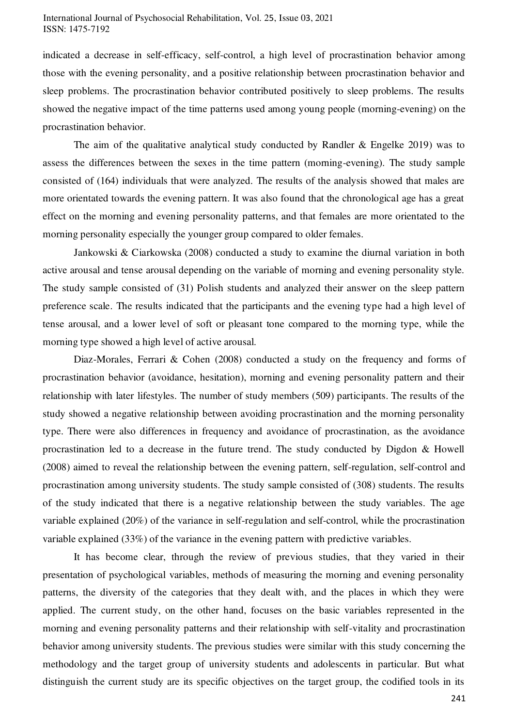indicated a decrease in self-efficacy, self-control, a high level of procrastination behavior among those with the evening personality, and a positive relationship between procrastination behavior and sleep problems. The procrastination behavior contributed positively to sleep problems. The results showed the negative impact of the time patterns used among young people (morning-evening) on the procrastination behavior.

The aim of the qualitative analytical study conducted by Randler & Engelke 2019) was to assess the differences between the sexes in the time pattern (morning-evening). The study sample consisted of (164) individuals that were analyzed. The results of the analysis showed that males are more orientated towards the evening pattern. It was also found that the chronological age has a great effect on the morning and evening personality patterns, and that females are more orientated to the morning personality especially the younger group compared to older females.

Jankowski & Ciarkowska (2008) conducted a study to examine the diurnal variation in both active arousal and tense arousal depending on the variable of morning and evening personality style. The study sample consisted of (31) Polish students and analyzed their answer on the sleep pattern preference scale. The results indicated that the participants and the evening type had a high level of tense arousal, and a lower level of soft or pleasant tone compared to the morning type, while the morning type showed a high level of active arousal.

Diaz-Morales, Ferrari & Cohen (2008) conducted a study on the frequency and forms of procrastination behavior (avoidance, hesitation), morning and evening personality pattern and their relationship with later lifestyles. The number of study members (509) participants. The results of the study showed a negative relationship between avoiding procrastination and the morning personality type. There were also differences in frequency and avoidance of procrastination, as the avoidance procrastination led to a decrease in the future trend. The study conducted by Digdon & Howell (2008) aimed to reveal the relationship between the evening pattern, self-regulation, self-control and procrastination among university students. The study sample consisted of (308) students. The results of the study indicated that there is a negative relationship between the study variables. The age variable explained (20%) of the variance in self-regulation and self-control, while the procrastination variable explained (33%) of the variance in the evening pattern with predictive variables.

It has become clear, through the review of previous studies, that they varied in their presentation of psychological variables, methods of measuring the morning and evening personality patterns, the diversity of the categories that they dealt with, and the places in which they were applied. The current study, on the other hand, focuses on the basic variables represented in the morning and evening personality patterns and their relationship with self-vitality and procrastination behavior among university students. The previous studies were similar with this study concerning the methodology and the target group of university students and adolescents in particular. But what distinguish the current study are its specific objectives on the target group, the codified tools in its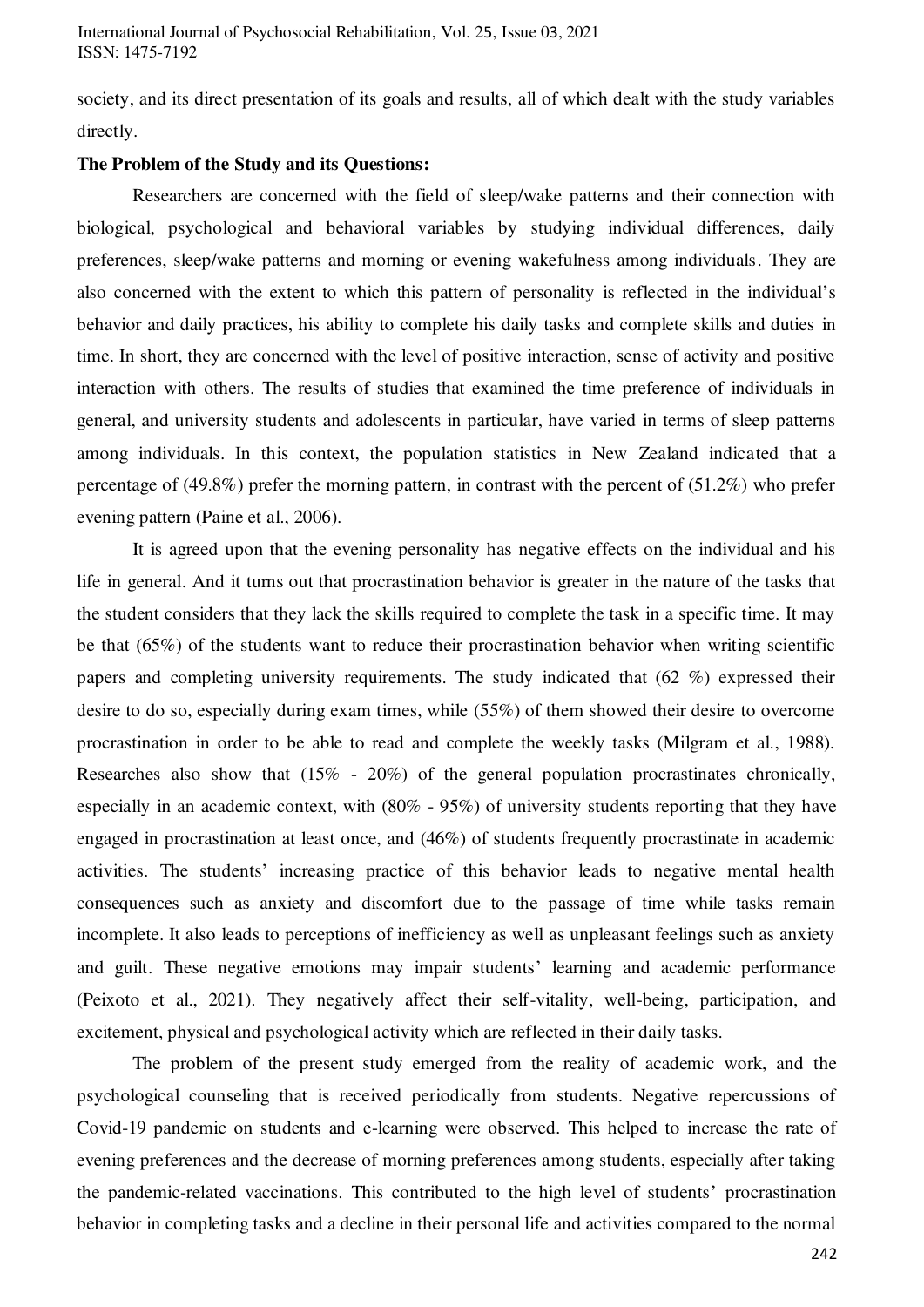society, and its direct presentation of its goals and results, all of which dealt with the study variables directly.

**The Problem of the Study and its Questions:**

Researchers are concerned with the field of sleep/wake patterns and their connection with biological, psychological and behavioral variables by studying individual differences, daily preferences, sleep/wake patterns and morning or evening wakefulness among individuals. They are also concerned with the extent to which this pattern of personality is reflected in the individual's behavior and daily practices, his ability to complete his daily tasks and complete skills and duties in time. In short, they are concerned with the level of positive interaction, sense of activity and positive interaction with others. The results of studies that examined the time preference of individuals in general, and university students and adolescents in particular, have varied in terms of sleep patterns among individuals. In this context, the population statistics in New Zealand indicated that a percentage of (49.8%) prefer the morning pattern, in contrast with the percent of (51.2%) who prefer evening pattern (Paine et al., 2006).

It is agreed upon that the evening personality has negative effects on the individual and his life in general. And it turns out that procrastination behavior is greater in the nature of the tasks that the student considers that they lack the skills required to complete the task in a specific time. It may be that (65%) of the students want to reduce their procrastination behavior when writing scientific papers and completing university requirements. The study indicated that (62 %) expressed their desire to do so, especially during exam times, while (55%) of them showed their desire to overcome procrastination in order to be able to read and complete the weekly tasks (Milgram et al., 1988). Researches also show that (15% - 20%) of the general population procrastinates chronically, especially in an academic context, with (80% - 95%) of university students reporting that they have engaged in procrastination at least once, and (46%) of students frequently procrastinate in academic activities. The students' increasing practice of this behavior leads to negative mental health consequences such as anxiety and discomfort due to the passage of time while tasks remain incomplete. It also leads to perceptions of inefficiency as well as unpleasant feelings such as anxiety and guilt. These negative emotions may impair students' learning and academic performance (Peixoto et al., 2021). They negatively affect their self-vitality, well-being, participation, and excitement, physical and psychological activity which are reflected in their daily tasks.

The problem of the present study emerged from the reality of academic work, and the psychological counseling that is received periodically from students. Negative repercussions of Covid-19 pandemic on students and e-learning were observed. This helped to increase the rate of evening preferences and the decrease of morning preferences among students, especially after taking the pandemic-related vaccinations. This contributed to the high level of students' procrastination behavior in completing tasks and a decline in their personal life and activities compared to the normal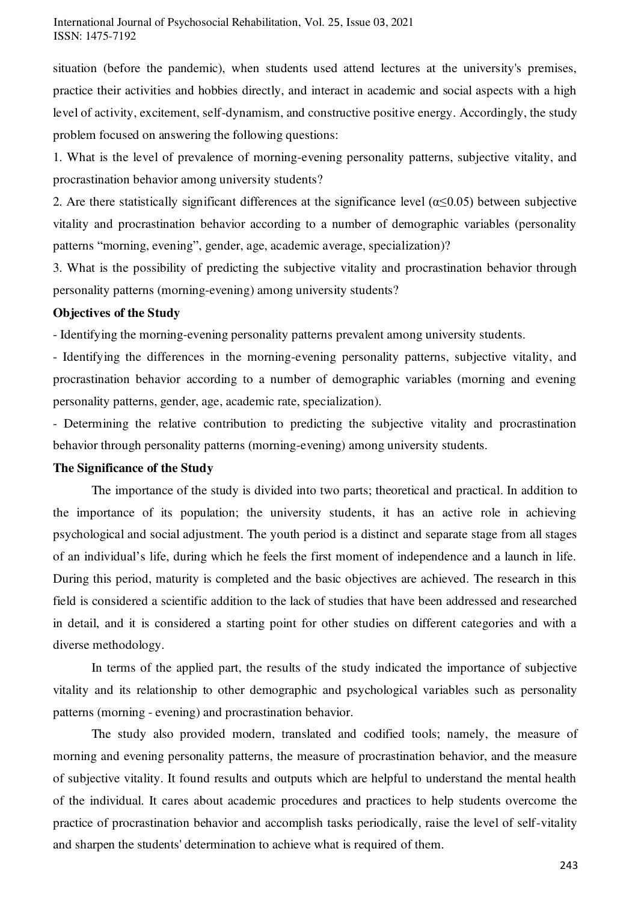situation (before the pandemic), when students used attend lectures at the university's premises, practice their activities and hobbies directly, and interact in academic and social aspects with a high level of activity, excitement, self-dynamism, and constructive positive energy. Accordingly, the study problem focused on answering the following questions:

1. What is the level of prevalence of morning-evening personality patterns, subjective vitality, and procrastination behavior among university students?
2. Are there statistically significant differences at the significance level ($\alpha \leq 0.05$) between subjective vitality and procrastination behavior according to a number of demographic variables (personality patterns "morning, evening", gender, age, academic average, specialization)?
3. What is the possibility of predicting the subjective vitality and procrastination behavior through personality patterns (morning-evening) among university students?

**Objectives of the Study**

- Identifying the morning-evening personality patterns prevalent among university students.
- Identifying the differences in the morning-evening personality patterns, subjective vitality, and procrastination behavior according to a number of demographic variables (morning and evening personality patterns, gender, age, academic rate, specialization).
- Determining the relative contribution to predicting the subjective vitality and procrastination behavior through personality patterns (morning-evening) among university students.

**The Significance of the Study**

The importance of the study is divided into two parts; theoretical and practical. In addition to the importance of its population; the university students, it has an active role in achieving psychological and social adjustment. The youth period is a distinct and separate stage from all stages of an individual's life, during which he feels the first moment of independence and a launch in life. During this period, maturity is completed and the basic objectives are achieved. The research in this field is considered a scientific addition to the lack of studies that have been addressed and researched in detail, and it is considered a starting point for other studies on different categories and with a diverse methodology.

In terms of the applied part, the results of the study indicated the importance of subjective vitality and its relationship to other demographic and psychological variables such as personality patterns (morning - evening) and procrastination behavior.

The study also provided modern, translated and codified tools; namely, the measure of morning and evening personality patterns, the measure of procrastination behavior, and the measure of subjective vitality. It found results and outputs which are helpful to understand the mental health of the individual. It cares about academic procedures and practices to help students overcome the practice of procrastination behavior and accomplish tasks periodically, raise the level of self-vitality and sharpen the students' determination to achieve what is required of them.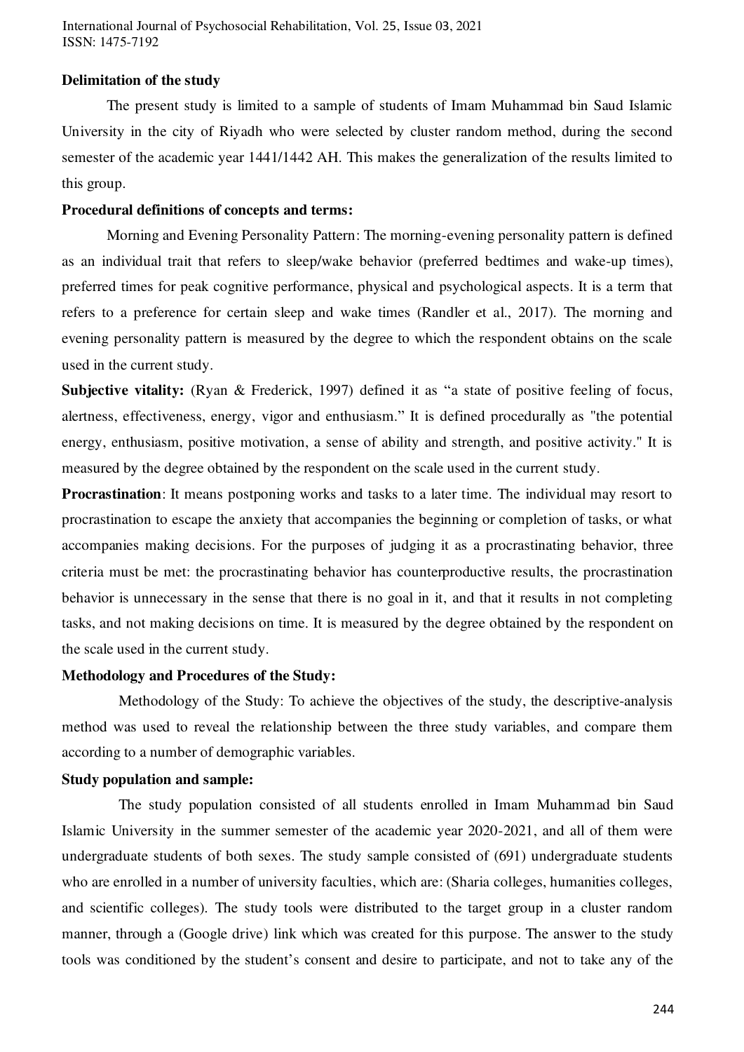**Delimitation of the study**

The present study is limited to a sample of students of Imam Muhammad bin Saud Islamic University in the city of Riyadh who were selected by cluster random method, during the second semester of the academic year 1441/1442 AH. This makes the generalization of the results limited to this group.

**Procedural definitions of concepts and terms:**

Morning and Evening Personality Pattern: The morning-evening personality pattern is defined as an individual trait that refers to sleep/wake behavior (preferred bedtimes and wake-up times), preferred times for peak cognitive performance, physical and psychological aspects. It is a term that refers to a preference for certain sleep and wake times (Randler et al., 2017). The morning and evening personality pattern is measured by the degree to which the respondent obtains on the scale used in the current study.

**Subjective vitality:** (Ryan & Frederick, 1997) defined it as "a state of positive feeling of focus, alertness, effectiveness, energy, vigor and enthusiasm." It is defined procedurally as "the potential energy, enthusiasm, positive motivation, a sense of ability and strength, and positive activity." It is measured by the degree obtained by the respondent on the scale used in the current study.

**Procrastination**: It means postponing works and tasks to a later time. The individual may resort to procrastination to escape the anxiety that accompanies the beginning or completion of tasks, or what accompanies making decisions. For the purposes of judging it as a procrastinating behavior, three criteria must be met: the procrastinating behavior has counterproductive results, the procrastination behavior is unnecessary in the sense that there is no goal in it, and that it results in not completing tasks, and not making decisions on time. It is measured by the degree obtained by the respondent on the scale used in the current study.

**Methodology and Procedures of the Study:**

Methodology of the Study: To achieve the objectives of the study, the descriptive-analysis method was used to reveal the relationship between the three study variables, and compare them according to a number of demographic variables.

**Study population and sample:**

The study population consisted of all students enrolled in Imam Muhammad bin Saud Islamic University in the summer semester of the academic year 2020-2021, and all of them were undergraduate students of both sexes. The study sample consisted of (691) undergraduate students who are enrolled in a number of university faculties, which are: (Sharia colleges, humanities colleges, and scientific colleges). The study tools were distributed to the target group in a cluster random manner, through a (Google drive) link which was created for this purpose. The answer to the study tools was conditioned by the student's consent and desire to participate, and not to take any of the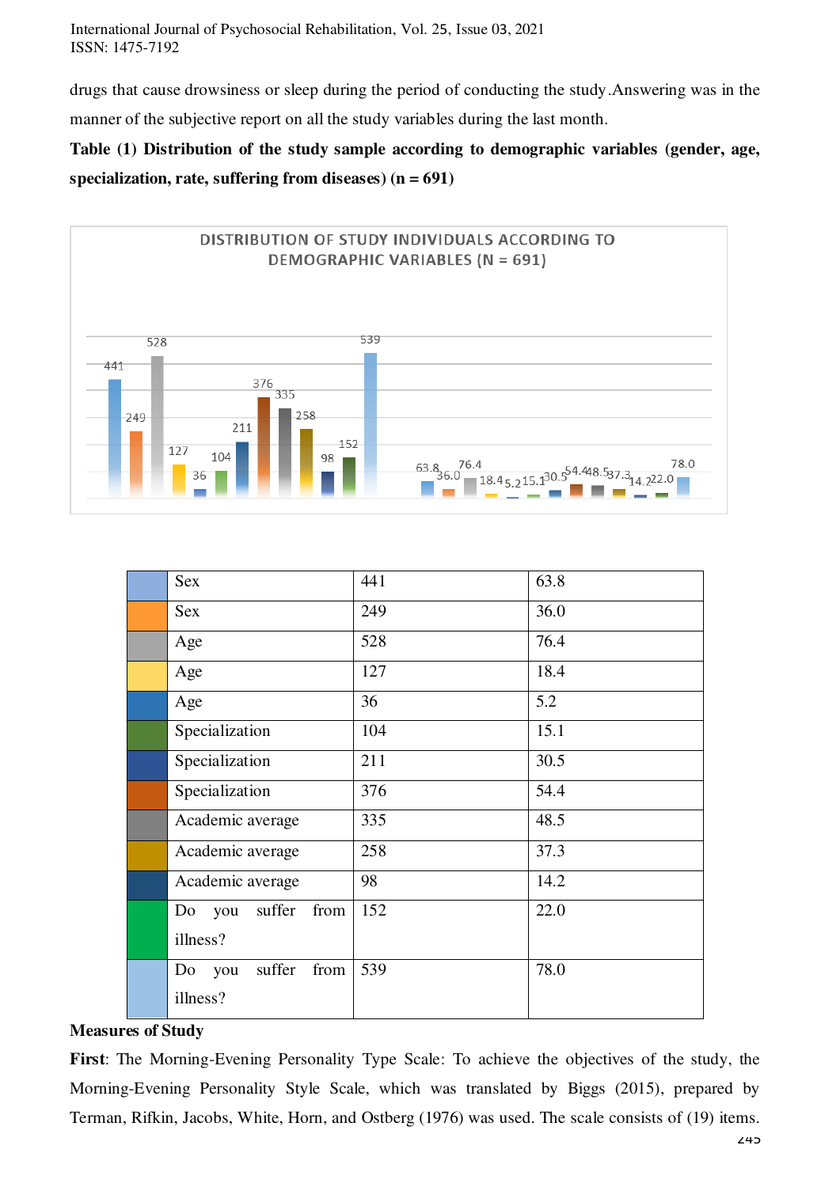drugs that cause drowsiness or sleep during the period of conducting the study.Answering was in the manner of the subjective report on all the study variables during the last month.

**Table (1) Distribution of the study sample according to demographic variables (gender, age, specialization, rate, suffering from diseases) (n = 691)**

| | | | |
|---|---|---|---|
| | Sex | 441 | 63.8 |
| | Sex | 249 | 36.0 |
| | Age | 528 | 76.4 |
| | Age | 127 | 18.4 |
| | Age | 36 | 5.2 |
| | Specialization | 104 | 15.1 |
| | Specialization | 211 | 30.5 |
| | Specialization | 376 | 54.4 |
| | Academic average | 335 | 48.5 |
| | Academic average | 258 | 37.3 |
| | Academic average | 98 | 14.2 |
| | Do you suffer from illness? | 152 | 22.0 |
| | Do you suffer from illness? | 539 | 78.0 |

**Measures of Study**

**First**: The Morning-Evening Personality Type Scale: To achieve the objectives of the study, the Morning-Evening Personality Style Scale, which was translated by Biggs (2015), prepared by Terman, Rifkin, Jacobs, White, Horn, and Ostberg (1976) was used. The scale consists of (19) items.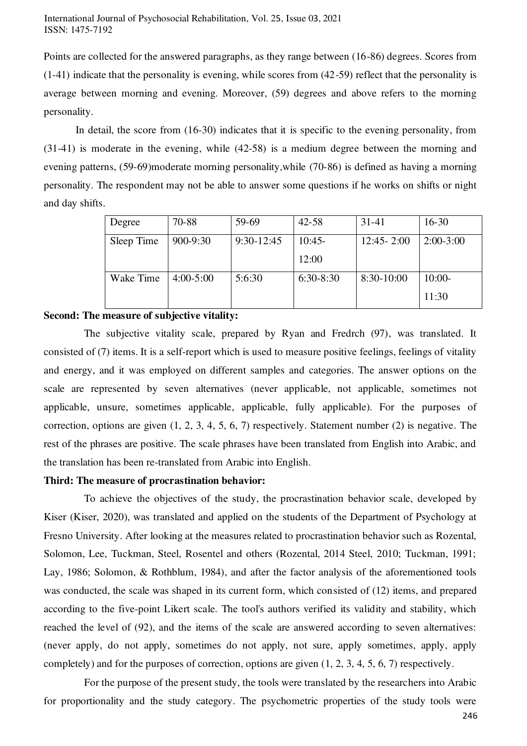Points are collected for the answered paragraphs, as they range between (16-86) degrees. Scores from (1-41) indicate that the personality is evening, while scores from (42-59) reflect that the personality is average between morning and evening. Moreover, (59) degrees and above refers to the morning personality.

In detail, the score from (16-30) indicates that it is specific to the evening personality, from (31-41) is moderate in the evening, while (42-58) is a medium degree between the morning and evening patterns, (59-69)moderate morning personality,while (70-86) is defined as having a morning personality. The respondent may not be able to answer some questions if he works on shifts or night and day shifts.

| Degree | 70-88 | 59-69 | 42-58 | 31-41 | 16-30 |
|---|---|---|---|---|---|
| Sleep Time | 900-9:30 | 9:30-12:45 | 10:45-12:00 | 12:45- 2:00 | 2:00-3:00 |
| Wake Time | 4:00-5:00 | 5:6:30 | 6:30-8:30 | 8:30-10:00 | 10:00-11:30 |

**Second: The measure of subjective vitality:**

The subjective vitality scale, prepared by Ryan and Fredrch (97), was translated. It consisted of (7) items. It is a self-report which is used to measure positive feelings, feelings of vitality and energy, and it was employed on different samples and categories. The answer options on the scale are represented by seven alternatives (never applicable, not applicable, sometimes not applicable, unsure, sometimes applicable, applicable, fully applicable). For the purposes of correction, options are given (1, 2, 3, 4, 5, 6, 7) respectively. Statement number (2) is negative. The rest of the phrases are positive. The scale phrases have been translated from English into Arabic, and the translation has been re-translated from Arabic into English.

**Third: The measure of procrastination behavior:**

To achieve the objectives of the study, the procrastination behavior scale, developed by Kiser (Kiser, 2020), was translated and applied on the students of the Department of Psychology at Fresno University. After looking at the measures related to procrastination behavior such as Rozental, Solomon, Lee, Tuckman, Steel, Rosentel and others (Rozental, 2014 Steel, 2010; Tuckman, 1991; Lay, 1986; Solomon, & Rothblum, 1984), and after the factor analysis of the aforementioned tools was conducted, the scale was shaped in its current form, which consisted of (12) items, and prepared according to the five-point Likert scale. The tool's authors verified its validity and stability, which reached the level of (92), and the items of the scale are answered according to seven alternatives: (never apply, do not apply, sometimes do not apply, not sure, apply sometimes, apply, apply completely) and for the purposes of correction, options are given (1, 2, 3, 4, 5, 6, 7) respectively.

For the purpose of the present study, the tools were translated by the researchers into Arabic for proportionality and the study category. The psychometric properties of the study tools were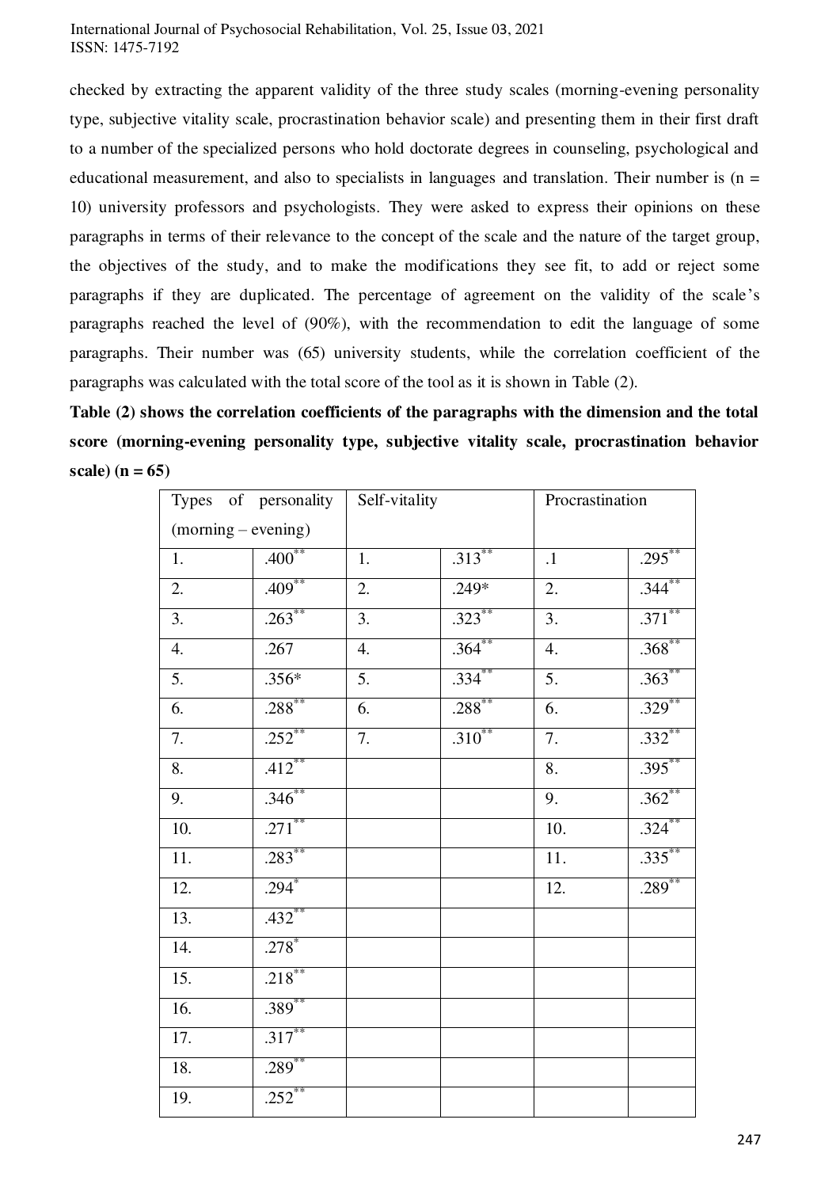checked by extracting the apparent validity of the three study scales (morning-evening personality type, subjective vitality scale, procrastination behavior scale) and presenting them in their first draft to a number of the specialized persons who hold doctorate degrees in counseling, psychological and educational measurement, and also to specialists in languages and translation. Their number is (n = 10) university professors and psychologists. They were asked to express their opinions on these paragraphs in terms of their relevance to the concept of the scale and the nature of the target group, the objectives of the study, and to make the modifications they see fit, to add or reject some paragraphs if they are duplicated. The percentage of agreement on the validity of the scale's paragraphs reached the level of (90%), with the recommendation to edit the language of some paragraphs. Their number was (65) university students, while the correlation coefficient of the paragraphs was calculated with the total score of the tool as it is shown in Table (2).

**Table (2) shows the correlation coefficients of the paragraphs with the dimension and the total score (morning-evening personality type, subjective vitality scale, procrastination behavior scale) (n = 65)**

| Types of personality (morning – evening) | | Self-vitality | | Procrastination | |
|---|---|---|---|---|---|
| 1. | .400** | 1. | .313** | .1 | .295** |
| 2. | .409** | 2. | .249* | 2. | .344** |
| 3. | .263** | 3. | .323** | 3. | .371** |
| 4. | .267 | 4. | .364** | 4. | .368** |
| 5. | .356* | 5. | .334** | 5. | .363** |
| 6. | .288** | 6. | .288** | 6. | .329** |
| 7. | .252** | 7. | .310** | 7. | .332** |
| 8. | .412** | | | 8. | .395** |
| 9. | .346** | | | 9. | .362** |
| 10. | .271** | | | 10. | .324** |
| 11. | .283** | | | 11. | .335** |
| 12. | .294* | | | 12. | .289** |
| 13. | .432** | | | | |
| 14. | .278* | | | | |
| 15. | .218** | | | | |
| 16. | .389** | | | | |
| 17. | .317** | | | | |
| 18. | .289** | | | | |
| 19. | .252** | | | | |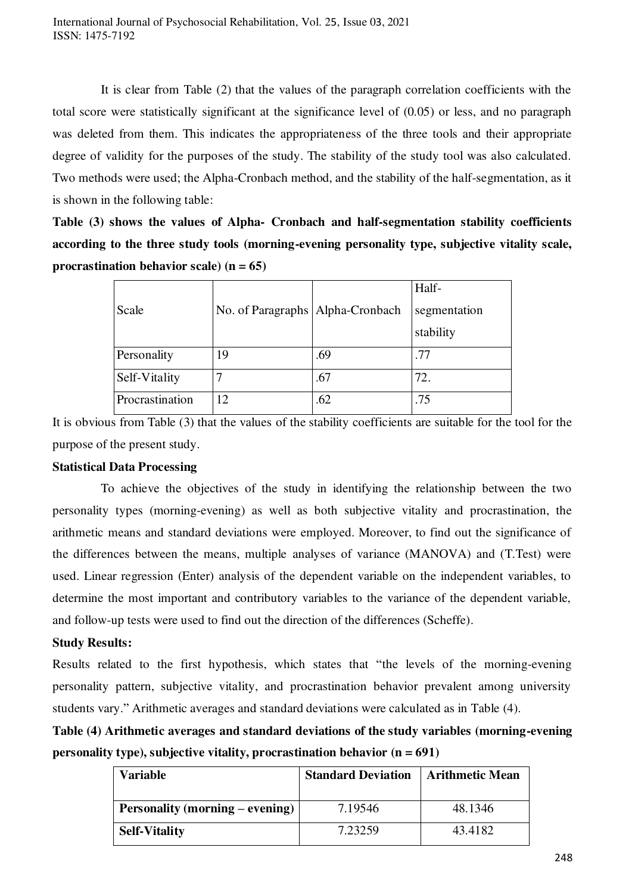It is clear from Table (2) that the values of the paragraph correlation coefficients with the total score were statistically significant at the significance level of (0.05) or less, and no paragraph was deleted from them. This indicates the appropriateness of the three tools and their appropriate degree of validity for the purposes of the study. The stability of the study tool was also calculated. Two methods were used; the Alpha-Cronbach method, and the stability of the half-segmentation, as it is shown in the following table:

**Table (3) shows the values of Alpha- Cronbach and half-segmentation stability coefficients according to the three study tools (morning-evening personality type, subjective vitality scale, procrastination behavior scale) (n = 65)**

| Scale | No. of Paragraphs | Alpha-Cronbach | Half-segmentation stability |
|---|---|---|---|
| Personality | 19 | .69 | .77 |
| Self-Vitality | 7 | .67 | 72. |
| Procrastination | 12 | .62 | .75 |

It is obvious from Table (3) that the values of the stability coefficients are suitable for the tool for the purpose of the present study.

**Statistical Data Processing**

To achieve the objectives of the study in identifying the relationship between the two personality types (morning-evening) as well as both subjective vitality and procrastination, the arithmetic means and standard deviations were employed. Moreover, to find out the significance of the differences between the means, multiple analyses of variance (MANOVA) and (T.Test) were used. Linear regression (Enter) analysis of the dependent variable on the independent variables, to determine the most important and contributory variables to the variance of the dependent variable, and follow-up tests were used to find out the direction of the differences (Scheffe).

**Study Results:**

Results related to the first hypothesis, which states that "the levels of the morning-evening personality pattern, subjective vitality, and procrastination behavior prevalent among university students vary." Arithmetic averages and standard deviations were calculated as in Table (4).

**Table (4) Arithmetic averages and standard deviations of the study variables (morning-evening personality type), subjective vitality, procrastination behavior (n = 691)**

| Variable | Standard Deviation | Arithmetic Mean |
|---|---|---|
| **Personality (morning – evening)** | 7.19546 | 48.1346 |
| **Self-Vitality** | 7.23259 | 43.4182 |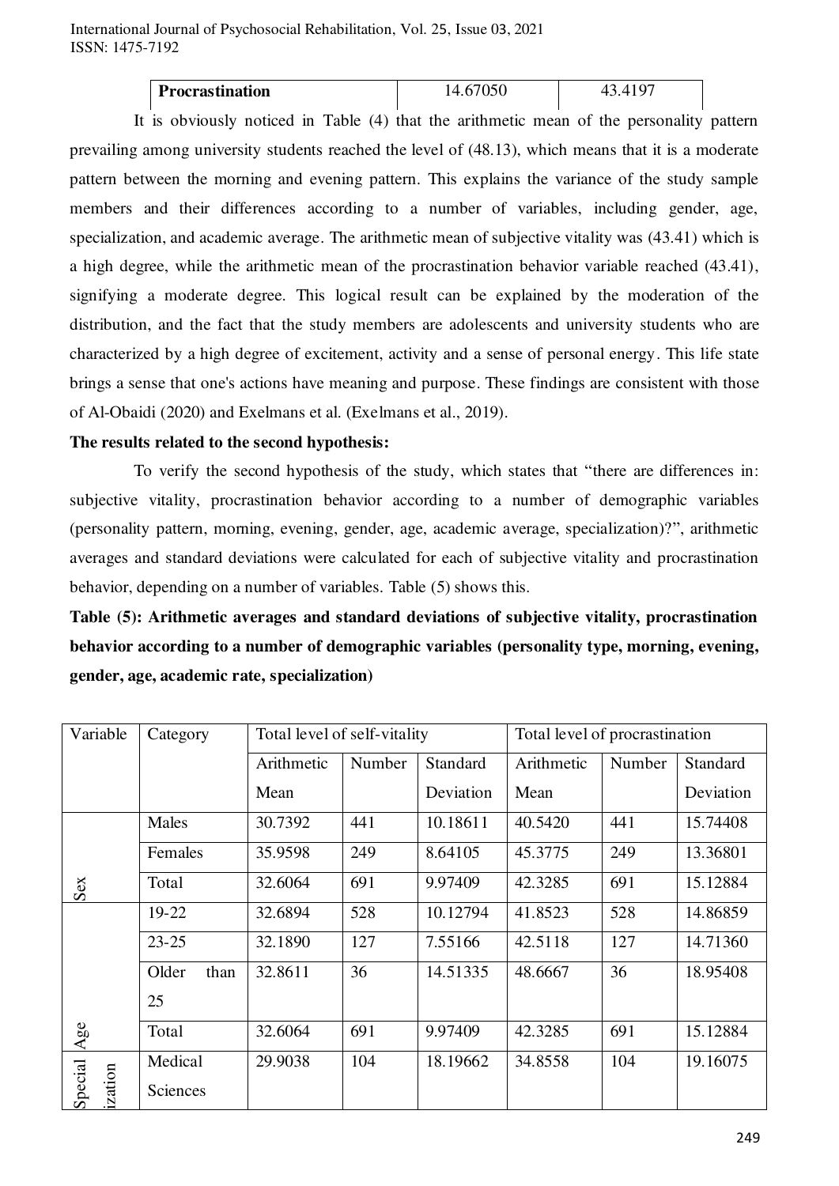| Procrastination | 14.67050 | 43.4197 |
|---|---|---|

It is obviously noticed in Table (4) that the arithmetic mean of the personality pattern prevailing among university students reached the level of (48.13), which means that it is a moderate pattern between the morning and evening pattern. This explains the variance of the study sample members and their differences according to a number of variables, including gender, age, specialization, and academic average. The arithmetic mean of subjective vitality was (43.41) which is a high degree, while the arithmetic mean of the procrastination behavior variable reached (43.41), signifying a moderate degree. This logical result can be explained by the moderation of the distribution, and the fact that the study members are adolescents and university students who are characterized by a high degree of excitement, activity and a sense of personal energy. This life state brings a sense that one's actions have meaning and purpose. These findings are consistent with those of Al-Obaidi (2020) and Exelmans et al. (Exelmans et al., 2019).

**The results related to the second hypothesis:**

To verify the second hypothesis of the study, which states that "there are differences in: subjective vitality, procrastination behavior according to a number of demographic variables (personality pattern, morning, evening, gender, age, academic average, specialization)?", arithmetic averages and standard deviations were calculated for each of subjective vitality and procrastination behavior, depending on a number of variables. Table (5) shows this.

**Table (5): Arithmetic averages and standard deviations of subjective vitality, procrastination behavior according to a number of demographic variables (personality type, morning, evening, gender, age, academic rate, specialization)**

| Variable | Category | Total level of self-vitality | | | Total level of procrastination | | |
|---|---|---|---|---|---|---|---|
| | | Arithmetic Mean | Number | Standard Deviation | Arithmetic Mean | Number | Standard Deviation |
| Sex | Males | 30.7392 | 441 | 10.18611 | 40.5420 | 441 | 15.74408 |
| | Females | 35.9598 | 249 | 8.64105 | 45.3775 | 249 | 13.36801 |
| | Total | 32.6064 | 691 | 9.97409 | 42.3285 | 691 | 15.12884 |
| Age | 19-22 | 32.6894 | 528 | 10.12794 | 41.8523 | 528 | 14.86859 |
| | 23-25 | 32.1890 | 127 | 7.55166 | 42.5118 | 127 | 14.71360 |
| | Older than 25 | 32.8611 | 36 | 14.51335 | 48.6667 | 36 | 18.95408 |
| | Total | 32.6064 | 691 | 9.97409 | 42.3285 | 691 | 15.12884 |
| Specialization | Medical Sciences | 29.9038 | 104 | 18.19662 | 34.8558 | 104 | 19.16075 |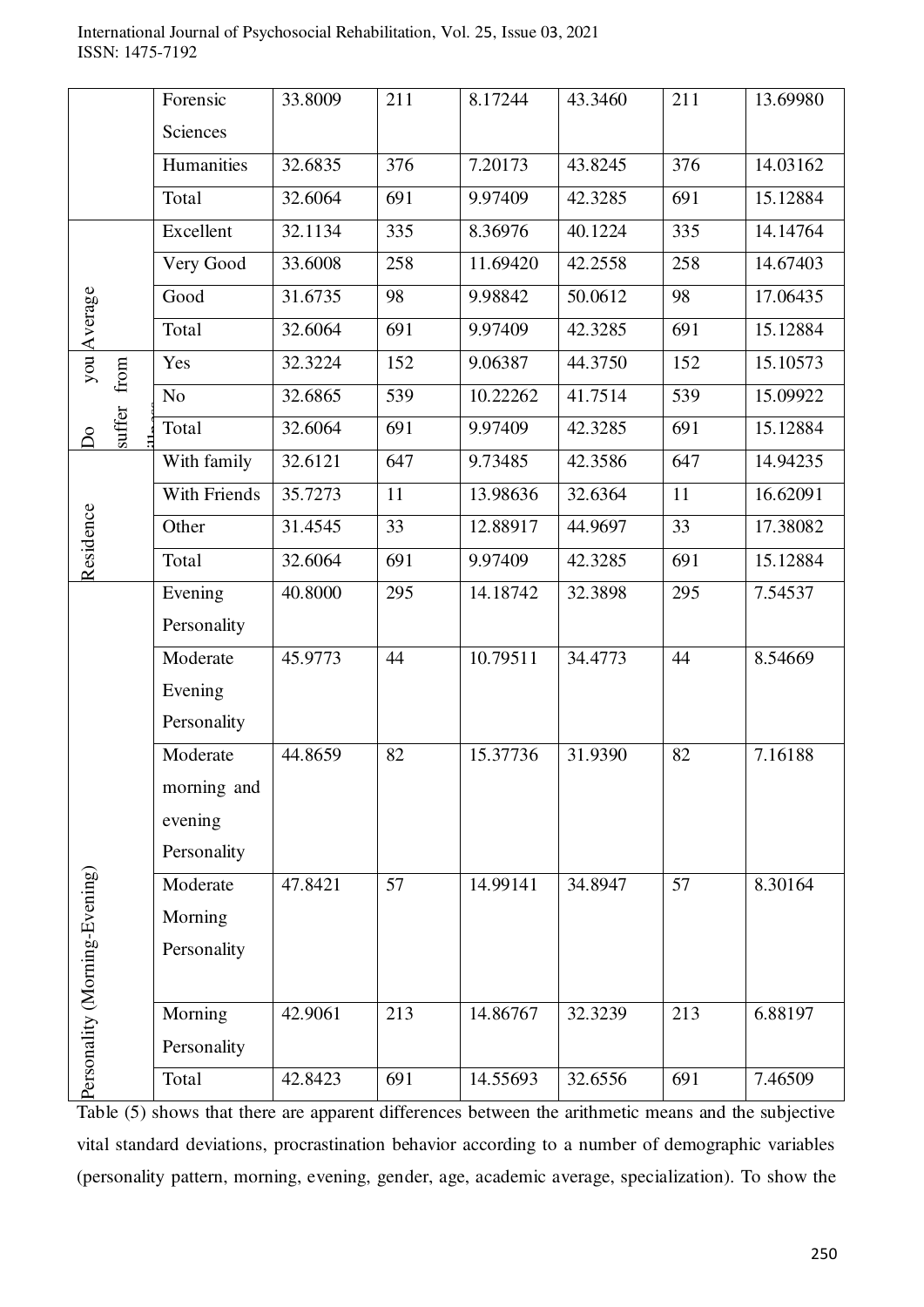|  |  |  |  |  |  |  |  |
|---|---|---|---|---|---|---|---|
|  | Forensic Sciences | 33.8009 | 211 | 8.17244 | 43.3460 | 211 | 13.69980 |
|  | Humanities | 32.6835 | 376 | 7.20173 | 43.8245 | 376 | 14.03162 |
|  | Total | 32.6064 | 691 | 9.97409 | 42.3285 | 691 | 15.12884 |
| Average | Excellent | 32.1134 | 335 | 8.36976 | 40.1224 | 335 | 14.14764 |
|  | Very Good | 33.6008 | 258 | 11.69420 | 42.2558 | 258 | 14.67403 |
|  | Good | 31.6735 | 98 | 9.98842 | 50.0612 | 98 | 17.06435 |
|  | Total | 32.6064 | 691 | 9.97409 | 42.3285 | 691 | 15.12884 |
| Do you suffer from illness | Yes | 32.3224 | 152 | 9.06387 | 44.3750 | 152 | 15.10573 |
|  | No | 32.6865 | 539 | 10.22262 | 41.7514 | 539 | 15.09922 |
|  | Total | 32.6064 | 691 | 9.97409 | 42.3285 | 691 | 15.12884 |
| Residence | With family | 32.6121 | 647 | 9.73485 | 42.3586 | 647 | 14.94235 |
|  | With Friends | 35.7273 | 11 | 13.98636 | 32.6364 | 11 | 16.62091 |
|  | Other | 31.4545 | 33 | 12.88917 | 44.9697 | 33 | 17.38082 |
|  | Total | 32.6064 | 691 | 9.97409 | 42.3285 | 691 | 15.12884 |
| Personality (Morning-Evening) | Evening Personality | 40.8000 | 295 | 14.18742 | 32.3898 | 295 | 7.54537 |
|  | Moderate Evening Personality | 45.9773 | 44 | 10.79511 | 34.4773 | 44 | 8.54669 |
|  | Moderate morning and evening Personality | 44.8659 | 82 | 15.37736 | 31.9390 | 82 | 7.16188 |
|  | Moderate Morning Personality | 47.8421 | 57 | 14.99141 | 34.8947 | 57 | 8.30164 |
|  | Morning Personality | 42.9061 | 213 | 14.86767 | 32.3239 | 213 | 6.88197 |
|  | Total | 42.8423 | 691 | 14.55693 | 32.6556 | 691 | 7.46509 |

Table (5) shows that there are apparent differences between the arithmetic means and the subjective vital standard deviations, procrastination behavior according to a number of demographic variables (personality pattern, morning, evening, gender, age, academic average, specialization). To show the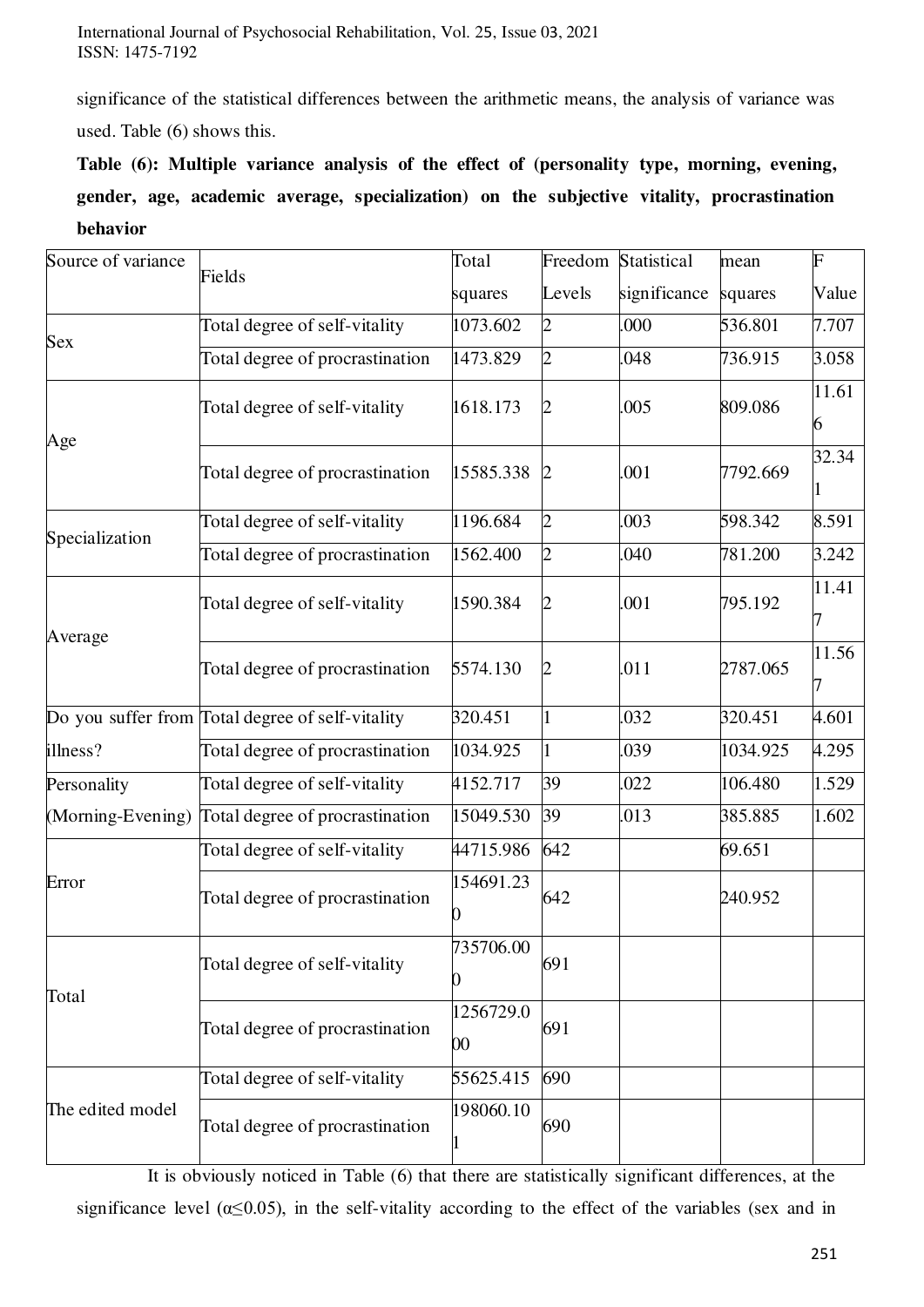significance of the statistical differences between the arithmetic means, the analysis of variance was used. Table (6) shows this.

**Table (6): Multiple variance analysis of the effect of (personality type, morning, evening, gender, age, academic average, specialization) on the subjective vitality, procrastination behavior**

| Source of variance | Fields | Total squares | Freedom Levels | Statistical significance | mean squares | F Value |
|---|---|---|---|---|---|---|
| Sex | Total degree of self-vitality | 1073.602 | 2 | .000 | 536.801 | 7.707 |
| | Total degree of procrastination | 1473.829 | 2 | .048 | 736.915 | 3.058 |
| Age | Total degree of self-vitality | 1618.173 | 2 | .005 | 809.086 | 11.616 |
| | Total degree of procrastination | 15585.338 | 2 | .001 | 7792.669 | 32.341 |
| Specialization | Total degree of self-vitality | 1196.684 | 2 | .003 | 598.342 | 8.591 |
| | Total degree of procrastination | 1562.400 | 2 | .040 | 781.200 | 3.242 |
| Average | Total degree of self-vitality | 1590.384 | 2 | .001 | 795.192 | 11.417 |
| | Total degree of procrastination | 5574.130 | 2 | .011 | 2787.065 | 11.567 |
| Do you suffer from illness? | Total degree of self-vitality | 320.451 | 1 | .032 | 320.451 | 4.601 |
| | Total degree of procrastination | 1034.925 | 1 | .039 | 1034.925 | 4.295 |
| Personality (Morning-Evening) | Total degree of self-vitality | 4152.717 | 39 | .022 | 106.480 | 1.529 |
| | Total degree of procrastination | 15049.530 | 39 | .013 | 385.885 | 1.602 |
| Error | Total degree of self-vitality | 44715.986 | 642 | | 69.651 | |
| | Total degree of procrastination | 154691.230 | 642 | | 240.952 | |
| Total | Total degree of self-vitality | 735706.000 | 691 | | | |
| | Total degree of procrastination | 1256729.000 | 691 | | | |
| The edited model | Total degree of self-vitality | 55625.415 | 690 | | | |
| | Total degree of procrastination | 198060.101 | 690 | | | |

It is obviously noticed in Table (6) that there are statistically significant differences, at the significance level (α≤0.05), in the self-vitality according to the effect of the variables (sex and in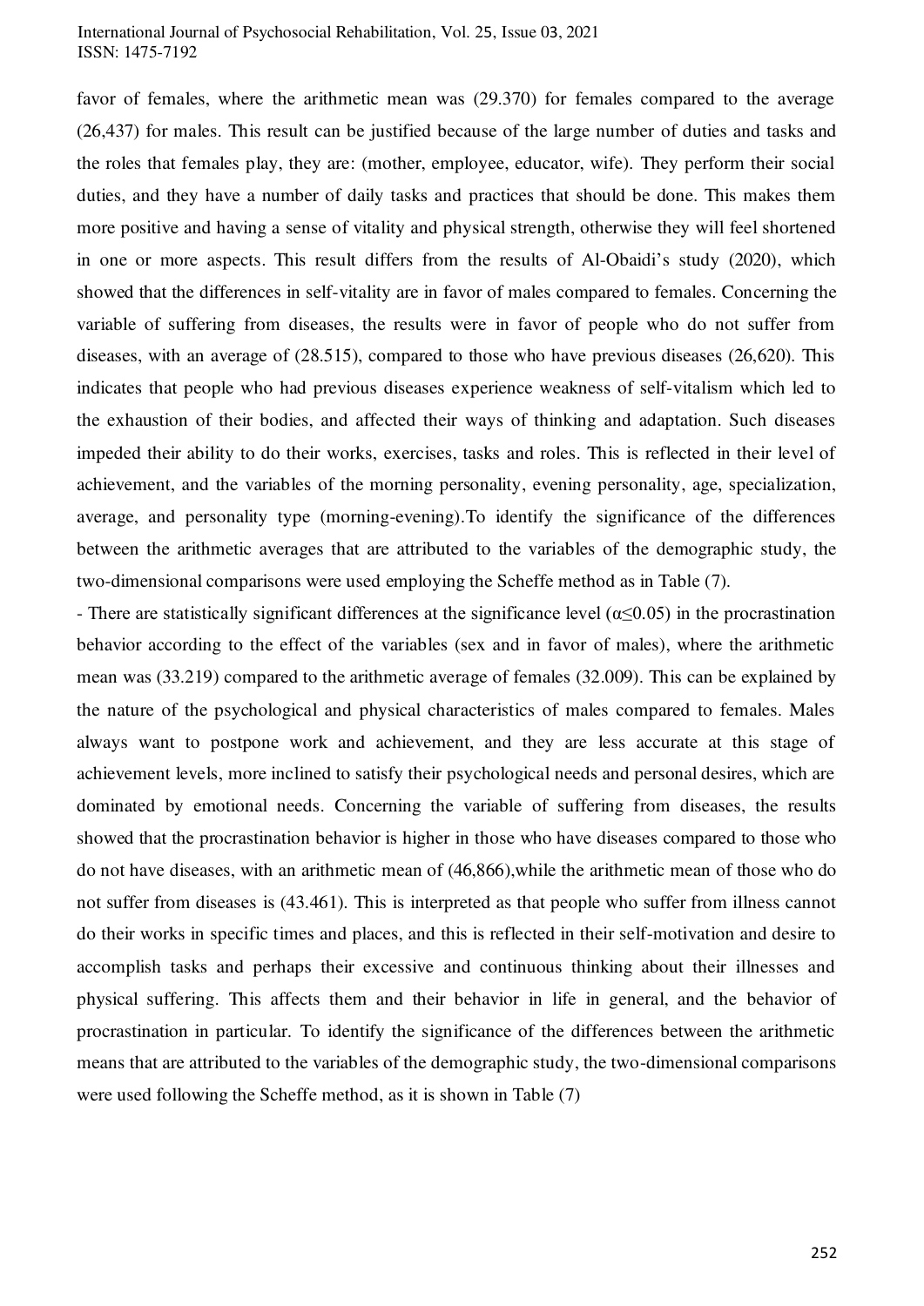favor of females, where the arithmetic mean was (29.370) for females compared to the average (26,437) for males. This result can be justified because of the large number of duties and tasks and the roles that females play, they are: (mother, employee, educator, wife). They perform their social duties, and they have a number of daily tasks and practices that should be done. This makes them more positive and having a sense of vitality and physical strength, otherwise they will feel shortened in one or more aspects. This result differs from the results of Al-Obaidi's study (2020), which showed that the differences in self-vitality are in favor of males compared to females. Concerning the variable of suffering from diseases, the results were in favor of people who do not suffer from diseases, with an average of (28.515), compared to those who have previous diseases (26,620). This indicates that people who had previous diseases experience weakness of self-vitalism which led to the exhaustion of their bodies, and affected their ways of thinking and adaptation. Such diseases impeded their ability to do their works, exercises, tasks and roles. This is reflected in their level of achievement, and the variables of the morning personality, evening personality, age, specialization, average, and personality type (morning-evening).To identify the significance of the differences between the arithmetic averages that are attributed to the variables of the demographic study, the two-dimensional comparisons were used employing the Scheffe method as in Table (7).

- There are statistically significant differences at the significance level ($\alpha \leq 0.05$) in the procrastination behavior according to the effect of the variables (sex and in favor of males), where the arithmetic mean was (33.219) compared to the arithmetic average of females (32.009). This can be explained by the nature of the psychological and physical characteristics of males compared to females. Males always want to postpone work and achievement, and they are less accurate at this stage of achievement levels, more inclined to satisfy their psychological needs and personal desires, which are dominated by emotional needs. Concerning the variable of suffering from diseases, the results showed that the procrastination behavior is higher in those who have diseases compared to those who do not have diseases, with an arithmetic mean of (46,866),while the arithmetic mean of those who do not suffer from diseases is (43.461). This is interpreted as that people who suffer from illness cannot do their works in specific times and places, and this is reflected in their self-motivation and desire to accomplish tasks and perhaps their excessive and continuous thinking about their illnesses and physical suffering. This affects them and their behavior in life in general, and the behavior of procrastination in particular. To identify the significance of the differences between the arithmetic means that are attributed to the variables of the demographic study, the two-dimensional comparisons were used following the Scheffe method, as it is shown in Table (7)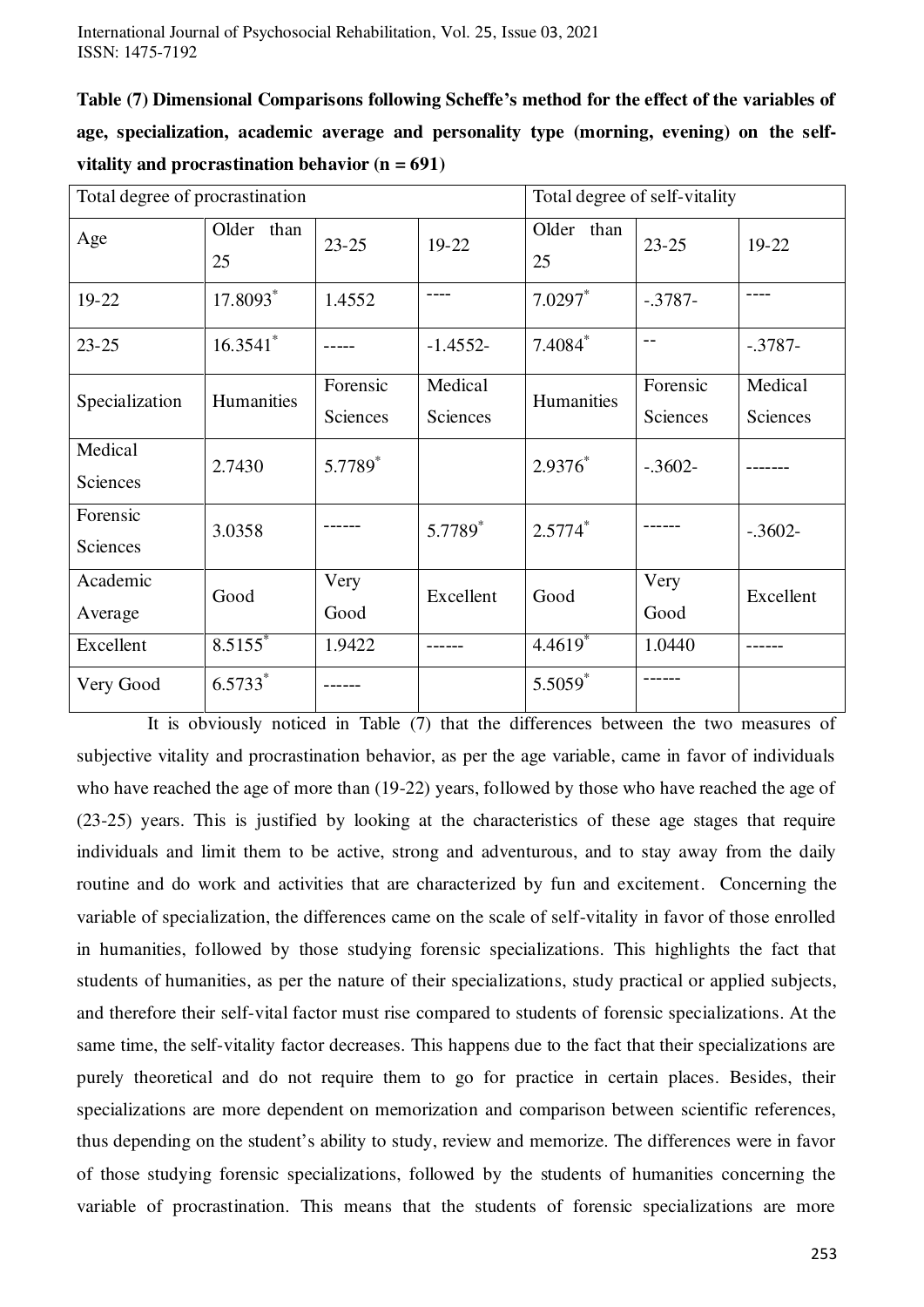**Table (7) Dimensional Comparisons following Scheffe's method for the effect of the variables of age, specialization, academic average and personality type (morning, evening) on the self-vitality and procrastination behavior (n = 691)**

| Total degree of procrastination | | | | Total degree of self-vitality | | |
|---|---|---|---|---|---|---|
| Age | Older than 25 | 23-25 | 19-22 | Older than 25 | 23-25 | 19-22 |
| 19-22 | 17.8093* | 1.4552 | ---- | 7.0297* | -.3787- | ---- |
| 23-25 | 16.3541* | ----- | -1.4552- | 7.4084* | -- | -.3787- |
| Specialization | Humanities | Forensic Sciences | Medical Sciences | Humanities | Forensic Sciences | Medical Sciences |
| Medical Sciences | 2.7430 | 5.7789* | | 2.9376* | -.3602- | ------- |
| Forensic Sciences | 3.0358 | ------ | 5.7789* | 2.5774* | ------ | -.3602- |
| Academic Average | Good | Very Good | Excellent | Good | Very Good | Excellent |
| Excellent | 8.5155* | 1.9422 | ------ | 4.4619* | 1.0440 | ------ |
| Very Good | 6.5733* | ------ | | 5.5059* | ------ | |

It is obviously noticed in Table (7) that the differences between the two measures of subjective vitality and procrastination behavior, as per the age variable, came in favor of individuals who have reached the age of more than (19-22) years, followed by those who have reached the age of (23-25) years. This is justified by looking at the characteristics of these age stages that require individuals and limit them to be active, strong and adventurous, and to stay away from the daily routine and do work and activities that are characterized by fun and excitement. Concerning the variable of specialization, the differences came on the scale of self-vitality in favor of those enrolled in humanities, followed by those studying forensic specializations. This highlights the fact that students of humanities, as per the nature of their specializations, study practical or applied subjects, and therefore their self-vital factor must rise compared to students of forensic specializations. At the same time, the self-vitality factor decreases. This happens due to the fact that their specializations are purely theoretical and do not require them to go for practice in certain places. Besides, their specializations are more dependent on memorization and comparison between scientific references, thus depending on the student's ability to study, review and memorize. The differences were in favor of those studying forensic specializations, followed by the students of humanities concerning the variable of procrastination. This means that the students of forensic specializations are more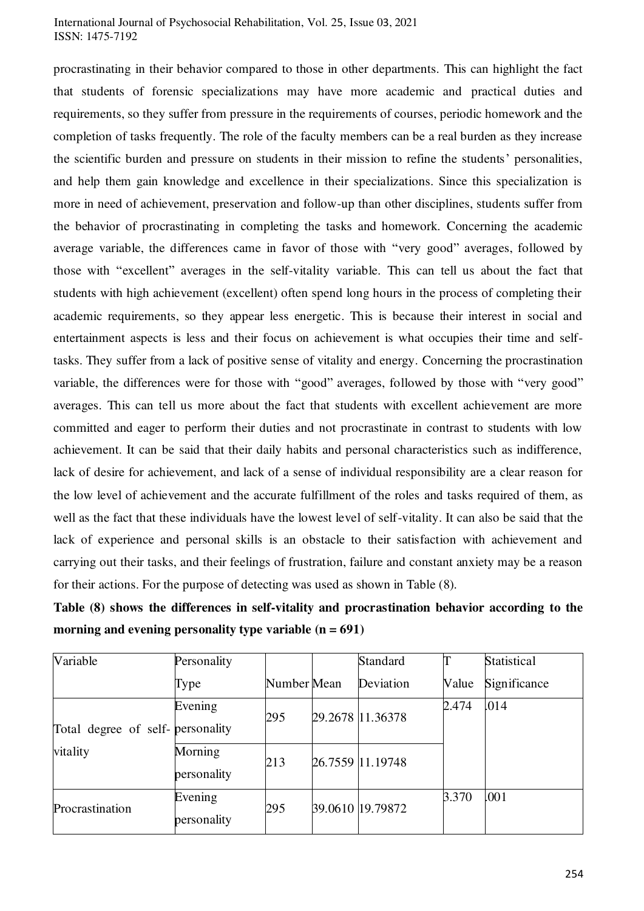procrastinating in their behavior compared to those in other departments. This can highlight the fact that students of forensic specializations may have more academic and practical duties and requirements, so they suffer from pressure in the requirements of courses, periodic homework and the completion of tasks frequently. The role of the faculty members can be a real burden as they increase the scientific burden and pressure on students in their mission to refine the students' personalities, and help them gain knowledge and excellence in their specializations. Since this specialization is more in need of achievement, preservation and follow-up than other disciplines, students suffer from the behavior of procrastinating in completing the tasks and homework. Concerning the academic average variable, the differences came in favor of those with "very good" averages, followed by those with "excellent" averages in the self-vitality variable. This can tell us about the fact that students with high achievement (excellent) often spend long hours in the process of completing their academic requirements, so they appear less energetic. This is because their interest in social and entertainment aspects is less and their focus on achievement is what occupies their time and self-tasks. They suffer from a lack of positive sense of vitality and energy. Concerning the procrastination variable, the differences were for those with "good" averages, followed by those with "very good" averages. This can tell us more about the fact that students with excellent achievement are more committed and eager to perform their duties and not procrastinate in contrast to students with low achievement. It can be said that their daily habits and personal characteristics such as indifference, lack of desire for achievement, and lack of a sense of individual responsibility are a clear reason for the low level of achievement and the accurate fulfillment of the roles and tasks required of them, as well as the fact that these individuals have the lowest level of self-vitality. It can also be said that the lack of experience and personal skills is an obstacle to their satisfaction with achievement and carrying out their tasks, and their feelings of frustration, failure and constant anxiety may be a reason for their actions. For the purpose of detecting was used as shown in Table (8).

**Table (8) shows the differences in self-vitality and procrastination behavior according to the morning and evening personality type variable (n = 691)**

| Variable | Personality Type | Number | Mean | Standard Deviation | T Value | Statistical Significance |
|---|---|---|---|---|---|---|
| Total degree of self-vitality | Evening personality | 295 | 29.2678 | 11.36378 | 2.474 | .014 |
| | Morning personality | 213 | 26.7559 | 11.19748 | | |
| Procrastination | Evening personality | 295 | 39.0610 | 19.79872 | 3.370 | .001 |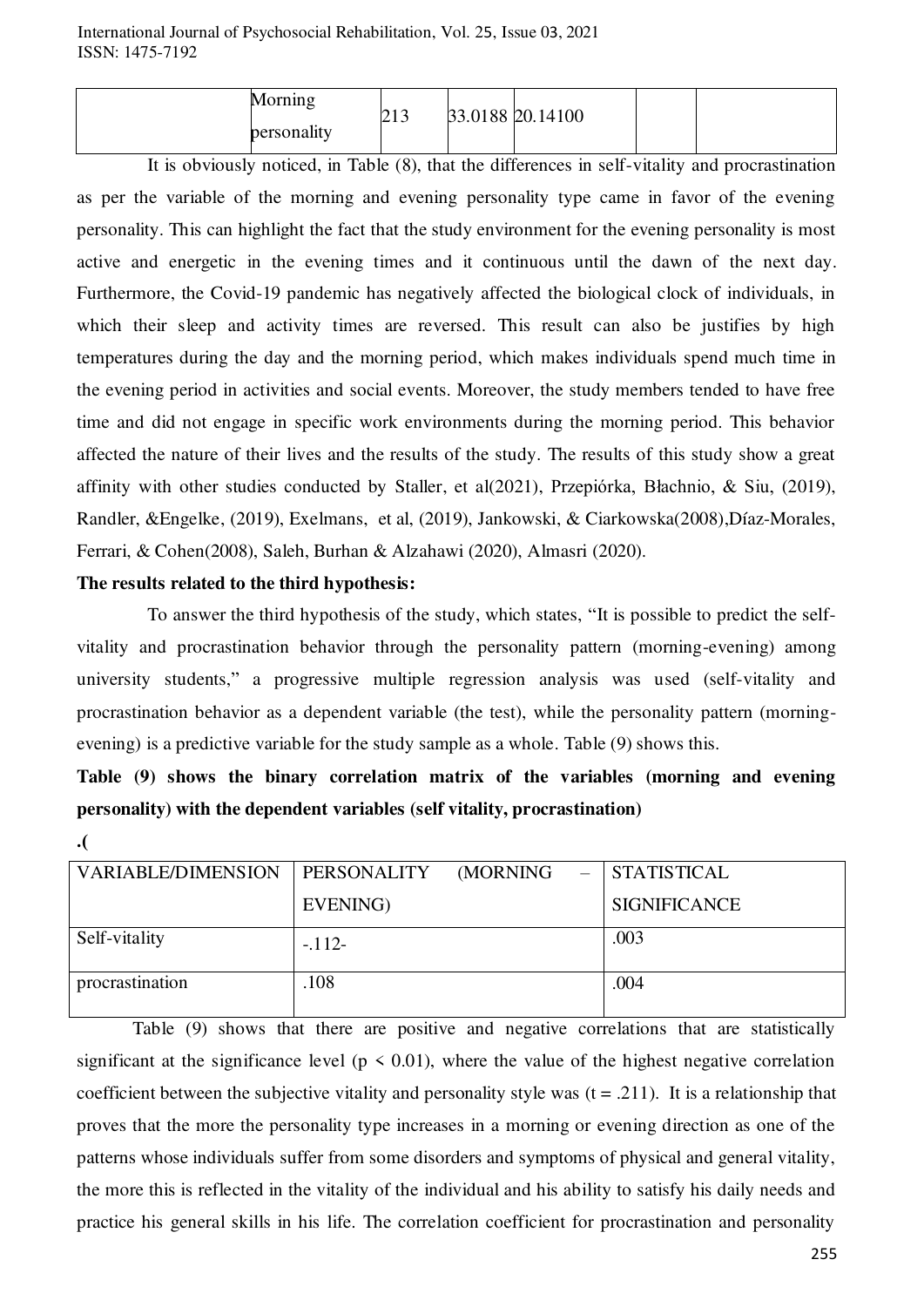| | Morning personality | 213 | 33.0188 | 20.14100 | | |
|---|---|---|---|---|---|---|

It is obviously noticed, in Table (8), that the differences in self-vitality and procrastination as per the variable of the morning and evening personality type came in favor of the evening personality. This can highlight the fact that the study environment for the evening personality is most active and energetic in the evening times and it continuous until the dawn of the next day. Furthermore, the Covid-19 pandemic has negatively affected the biological clock of individuals, in which their sleep and activity times are reversed. This result can also be justifies by high temperatures during the day and the morning period, which makes individuals spend much time in the evening period in activities and social events. Moreover, the study members tended to have free time and did not engage in specific work environments during the morning period. This behavior affected the nature of their lives and the results of the study. The results of this study show a great affinity with other studies conducted by Staller, et al(2021), Przepiórka, Błachnio, & Siu, (2019), Randler, &Engelke, (2019), Exelmans, et al, (2019), Jankowski, & Ciarkowska(2008),Díaz-Morales, Ferrari, & Cohen(2008), Saleh, Burhan & Alzahawi (2020), Almasri (2020).

**The results related to the third hypothesis:**

To answer the third hypothesis of the study, which states, "It is possible to predict the self-vitality and procrastination behavior through the personality pattern (morning-evening) among university students," a progressive multiple regression analysis was used (self-vitality and procrastination behavior as a dependent variable (the test), while the personality pattern (morning-evening) is a predictive variable for the study sample as a whole. Table (9) shows this.

**Table (9) shows the binary correlation matrix of the variables (morning and evening personality) with the dependent variables (self vitality, procrastination)**

**.(**

| VARIABLE/DIMENSION | PERSONALITY (MORNING – EVENING) | STATISTICAL SIGNIFICANCE |
|---|---|---|
| Self-vitality | -.112- | .003 |
| procrastination | .108 | .004 |

Table (9) shows that there are positive and negative correlations that are statistically significant at the significance level ($p < 0.01$), where the value of the highest negative correlation coefficient between the subjective vitality and personality style was ($t = .211$). It is a relationship that proves that the more the personality type increases in a morning or evening direction as one of the patterns whose individuals suffer from some disorders and symptoms of physical and general vitality, the more this is reflected in the vitality of the individual and his ability to satisfy his daily needs and practice his general skills in his life. The correlation coefficient for procrastination and personality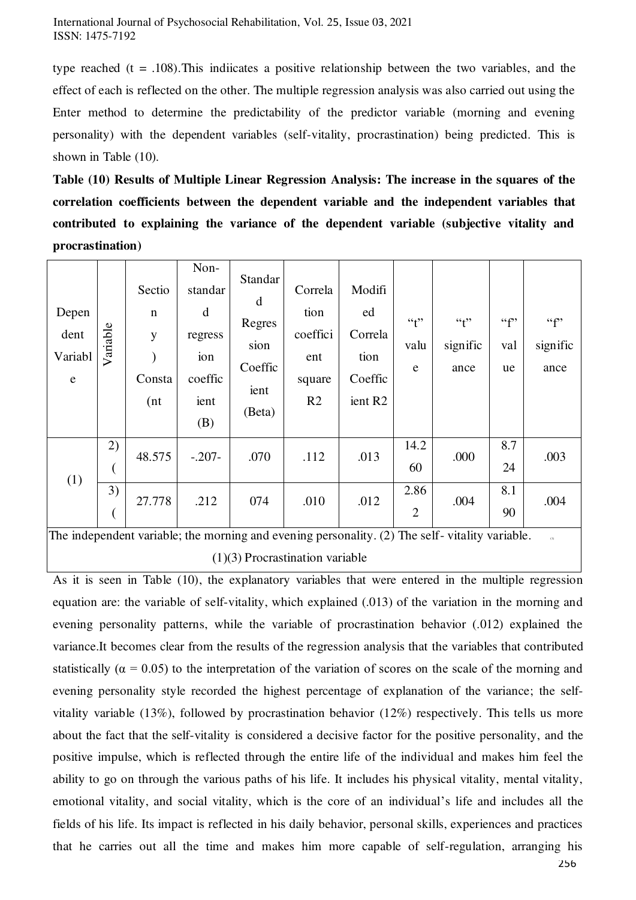type reached (t = .108).This indiicates a positive relationship between the two variables, and the effect of each is reflected on the other. The multiple regression analysis was also carried out using the Enter method to determine the predictability of the predictor variable (morning and evening personality) with the dependent variables (self-vitality, procrastination) being predicted. This is shown in Table (10).

**Table (10) Results of Multiple Linear Regression Analysis: The increase in the squares of the correlation coefficients between the dependent variable and the independent variables that contributed to explaining the variance of the dependent variable (subjective vitality and procrastination)**

| Dependent Variable | Variable | Section y) Consta (nt | Non-standard regression coefficient (B) | Standard Regression Coefficient (Beta) | Correlation coefficient square R2 | Modified Correlation Coefficient R2 | "t" value | "t" significance | "f" value | "f" significance |
|---|---|---|---|---|---|---|---|---|---|---|
| (1) | 2) ( | 48.575 | -.207- | .070 | .112 | .013 | 14.260 | .000 | 8.724 | .003 |
| | 3) ( | 27.778 | .212 | 074 | .010 | .012 | 2.862 | .004 | 8.190 | .004 |

The independent variable; the morning and evening personality. (2) The self- vitality variable. (1)(3) Procrastination variable

As it is seen in Table (10), the explanatory variables that were entered in the multiple regression equation are: the variable of self-vitality, which explained (.013) of the variation in the morning and evening personality patterns, while the variable of procrastination behavior (.012) explained the variance.It becomes clear from the results of the regression analysis that the variables that contributed statistically (α = 0.05) to the interpretation of the variation of scores on the scale of the morning and evening personality style recorded the highest percentage of explanation of the variance; the self-vitality variable (13%), followed by procrastination behavior (12%) respectively. This tells us more about the fact that the self-vitality is considered a decisive factor for the positive personality, and the positive impulse, which is reflected through the entire life of the individual and makes him feel the ability to go on through the various paths of his life. It includes his physical vitality, mental vitality, emotional vitality, and social vitality, which is the core of an individual's life and includes all the fields of his life. Its impact is reflected in his daily behavior, personal skills, experiences and practices that he carries out all the time and makes him more capable of self-regulation, arranging his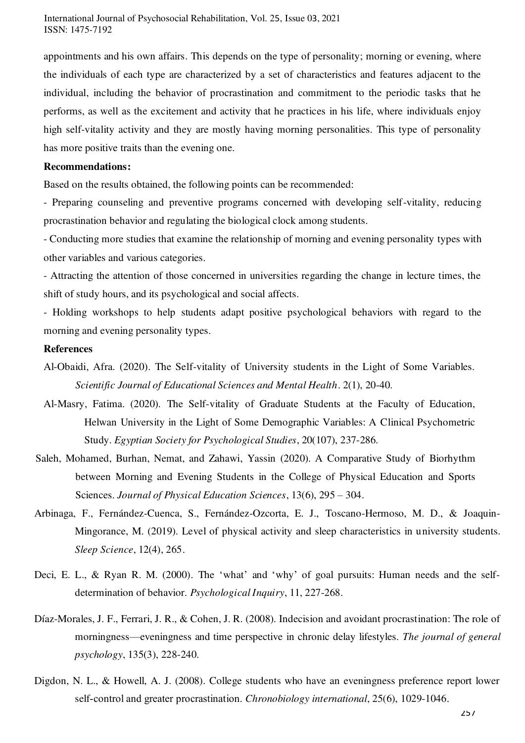appointments and his own affairs. This depends on the type of personality; morning or evening, where the individuals of each type are characterized by a set of characteristics and features adjacent to the individual, including the behavior of procrastination and commitment to the periodic tasks that he performs, as well as the excitement and activity that he practices in his life, where individuals enjoy high self-vitality activity and they are mostly having morning personalities. This type of personality has more positive traits than the evening one.

**Recommendations:**

Based on the results obtained, the following points can be recommended:

- Preparing counseling and preventive programs concerned with developing self-vitality, reducing procrastination behavior and regulating the biological clock among students.
- Conducting more studies that examine the relationship of morning and evening personality types with other variables and various categories.
- Attracting the attention of those concerned in universities regarding the change in lecture times, the shift of study hours, and its psychological and social affects.
- Holding workshops to help students adapt positive psychological behaviors with regard to the morning and evening personality types.

**References**

Al-Obaidi, Afra. (2020). The Self-vitality of University students in the Light of Some Variables. *Scientific Journal of Educational Sciences and Mental Health*. 2(1), 20-40.

Al-Masry, Fatima. (2020). The Self-vitality of Graduate Students at the Faculty of Education, Helwan University in the Light of Some Demographic Variables: A Clinical Psychometric Study. *Egyptian Society for Psychological Studies*, 20(107), 237-286.

Saleh, Mohamed, Burhan, Nemat, and Zahawi, Yassin (2020). A Comparative Study of Biorhythm between Morning and Evening Students in the College of Physical Education and Sports Sciences. *Journal of Physical Education Sciences*, 13(6), 295 – 304.

Arbinaga, F., Fernández-Cuenca, S., Fernández-Ozcorta, E. J., Toscano-Hermoso, M. D., & Joaquin-Mingorance, M. (2019). Level of physical activity and sleep characteristics in university students. *Sleep Science*, 12(4), 265.

Deci, E. L., & Ryan R. M. (2000). The 'what' and 'why' of goal pursuits: Human needs and the self-determination of behavior. *Psychological Inquiry*, 11, 227-268.

Díaz-Morales, J. F., Ferrari, J. R., & Cohen, J. R. (2008). Indecision and avoidant procrastination: The role of morningness—eveningness and time perspective in chronic delay lifestyles. *The journal of general psychology*, 135(3), 228-240.

Digdon, N. L., & Howell, A. J. (2008). College students who have an eveningness preference report lower self-control and greater procrastination. *Chronobiology international*, 25(6), 1029-1046.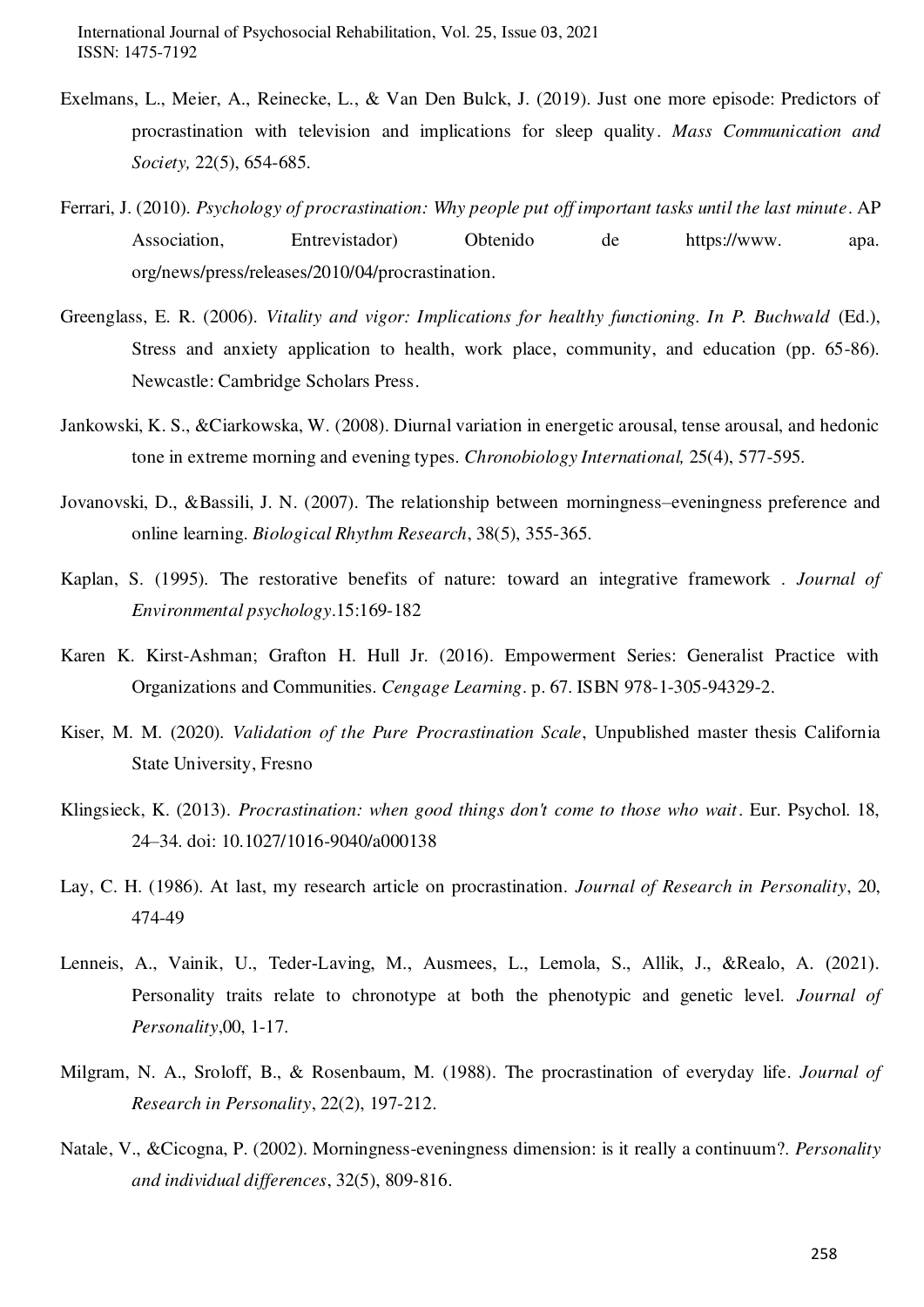Exelmans, L., Meier, A., Reinecke, L., & Van Den Bulck, J. (2019). Just one more episode: Predictors of procrastination with television and implications for sleep quality. *Mass Communication and Society,* 22(5), 654-685.

Ferrari, J. (2010). *Psychology of procrastination: Why people put off important tasks until the last minute*. AP Association, Entrevistador) Obtenido de https://www. apa. org/news/press/releases/2010/04/procrastination.

Greenglass, E. R. (2006). *Vitality and vigor: Implications for healthy functioning. In P. Buchwald* (Ed.), Stress and anxiety application to health, work place, community, and education (pp. 65-86). Newcastle: Cambridge Scholars Press.

Jankowski, K. S., &Ciarkowska, W. (2008). Diurnal variation in energetic arousal, tense arousal, and hedonic tone in extreme morning and evening types. *Chronobiology International,* 25(4), 577-595.

Jovanovski, D., &Bassili, J. N. (2007). The relationship between morningness–eveningness preference and online learning. *Biological Rhythm Research*, 38(5), 355-365.

Kaplan, S. (1995). The restorative benefits of nature: toward an integrative framework . *Journal of Environmental psychology*.15:169-182

Karen K. Kirst-Ashman; Grafton H. Hull Jr. (2016). Empowerment Series: Generalist Practice with Organizations and Communities. *Cengage Learning*. p. 67. ISBN 978-1-305-94329-2.

Kiser, M. M. (2020). *Validation of the Pure Procrastination Scale*, Unpublished master thesis California State University, Fresno

Klingsieck, K. (2013). *Procrastination: when good things don't come to those who wait*. Eur. Psychol. 18, 24–34. doi: 10.1027/1016-9040/a000138

Lay, C. H. (1986). At last, my research article on procrastination. *Journal of Research in Personality*, 20, 474-49

Lenneis, A., Vainik, U., Teder-Laving, M., Ausmees, L., Lemola, S., Allik, J., &Realo, A. (2021). Personality traits relate to chronotype at both the phenotypic and genetic level. *Journal of Personality*,00, 1-17.

Milgram, N. A., Sroloff, B., & Rosenbaum, M. (1988). The procrastination of everyday life. *Journal of Research in Personality*, 22(2), 197-212.

Natale, V., &Cicogna, P. (2002). Morningness-eveningness dimension: is it really a continuum?. *Personality and individual differences*, 32(5), 809-816.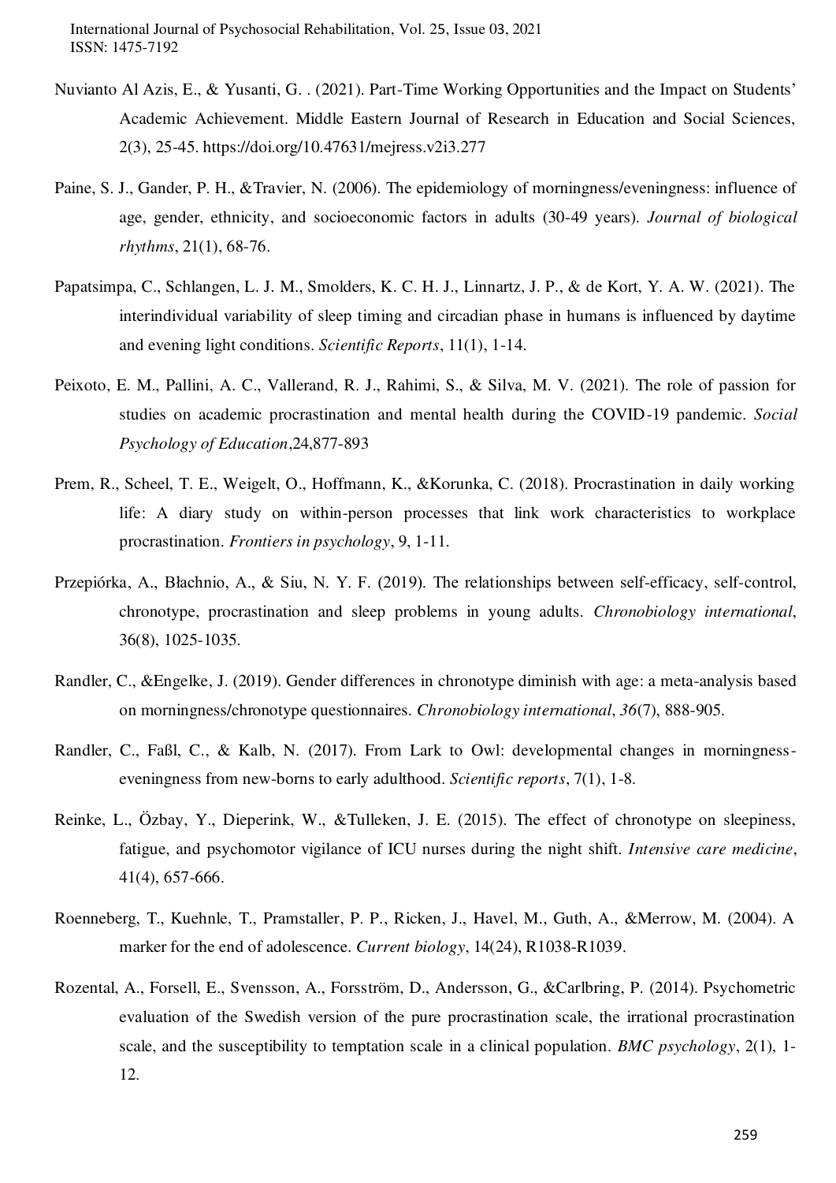Nuvianto Al Azis, E., & Yusanti, G. . (2021). Part-Time Working Opportunities and the Impact on Students' Academic Achievement. Middle Eastern Journal of Research in Education and Social Sciences, 2(3), 25-45. https://doi.org/10.47631/mejress.v2i3.277

Paine, S. J., Gander, P. H., &Travier, N. (2006). The epidemiology of morningness/eveningness: influence of age, gender, ethnicity, and socioeconomic factors in adults (30-49 years). *Journal of biological rhythms*, 21(1), 68-76.

Papatsimpa, C., Schlangen, L. J. M., Smolders, K. C. H. J., Linnartz, J. P., & de Kort, Y. A. W. (2021). The interindividual variability of sleep timing and circadian phase in humans is influenced by daytime and evening light conditions. *Scientific Reports*, 11(1), 1-14.

Peixoto, E. M., Pallini, A. C., Vallerand, R. J., Rahimi, S., & Silva, M. V. (2021). The role of passion for studies on academic procrastination and mental health during the COVID-19 pandemic. *Social Psychology of Education*,24,877-893

Prem, R., Scheel, T. E., Weigelt, O., Hoffmann, K., &Korunka, C. (2018). Procrastination in daily working life: A diary study on within-person processes that link work characteristics to workplace procrastination. *Frontiers in psychology*, 9, 1-11.

Przepiórka, A., Błachnio, A., & Siu, N. Y. F. (2019). The relationships between self-efficacy, self-control, chronotype, procrastination and sleep problems in young adults. *Chronobiology international*, 36(8), 1025-1035.

Randler, C., &Engelke, J. (2019). Gender differences in chronotype diminish with age: a meta-analysis based on morningness/chronotype questionnaires. *Chronobiology international*, *36*(7), 888-905.

Randler, C., Faßl, C., & Kalb, N. (2017). From Lark to Owl: developmental changes in morningness-eveningness from new-borns to early adulthood. *Scientific reports*, 7(1), 1-8.

Reinke, L., Özbay, Y., Dieperink, W., &Tulleken, J. E. (2015). The effect of chronotype on sleepiness, fatigue, and psychomotor vigilance of ICU nurses during the night shift. *Intensive care medicine*, 41(4), 657-666.

Roenneberg, T., Kuehnle, T., Pramstaller, P. P., Ricken, J., Havel, M., Guth, A., &Merrow, M. (2004). A marker for the end of adolescence. *Current biology*, 14(24), R1038-R1039.

Rozental, A., Forsell, E., Svensson, A., Forsström, D., Andersson, G., &Carlbring, P. (2014). Psychometric evaluation of the Swedish version of the pure procrastination scale, the irrational procrastination scale, and the susceptibility to temptation scale in a clinical population. *BMC psychology*, 2(1), 1-12.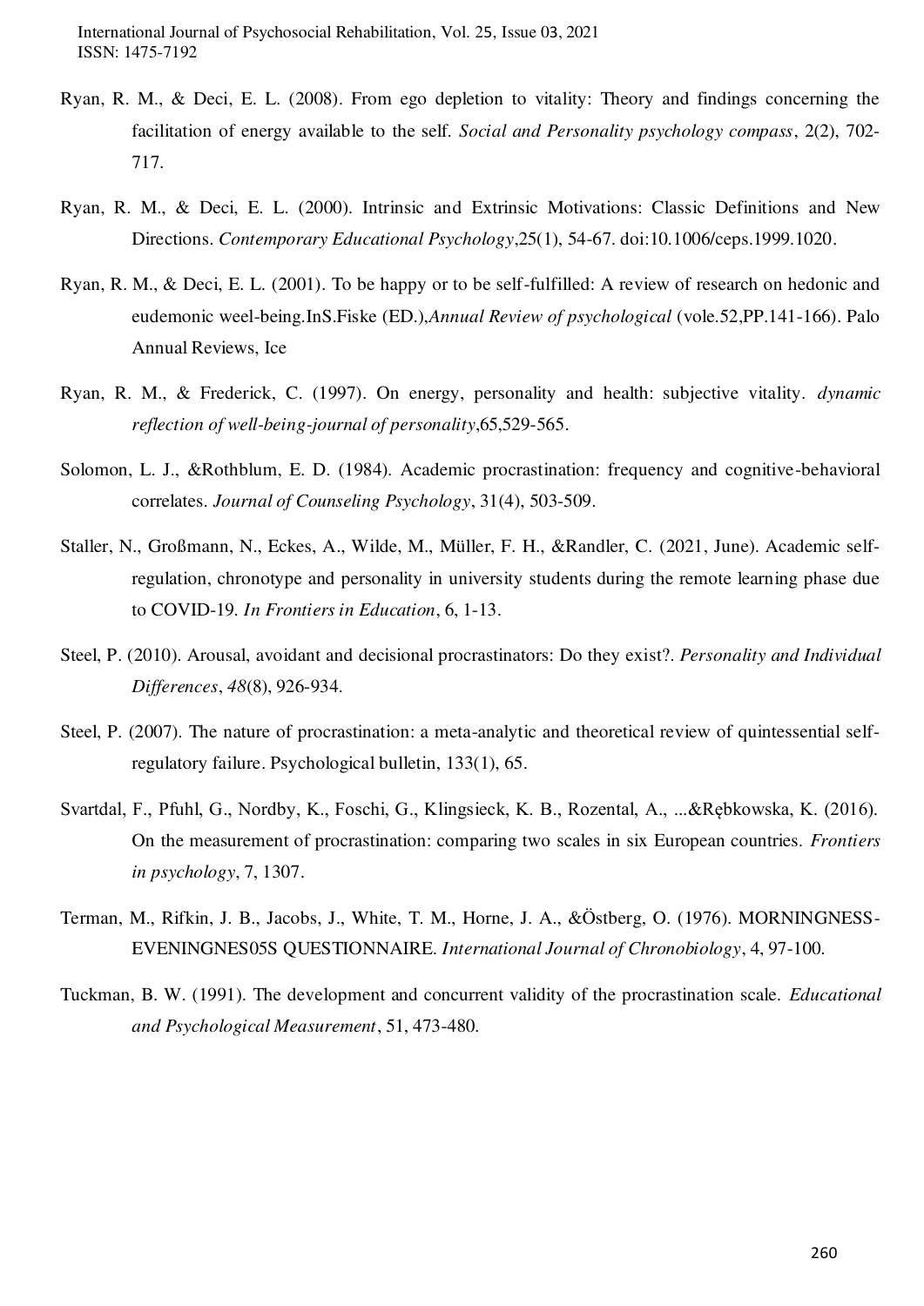Ryan, R. M., & Deci, E. L. (2008). From ego depletion to vitality: Theory and findings concerning the facilitation of energy available to the self. *Social and Personality psychology compass*, 2(2), 702-717.

Ryan, R. M., & Deci, E. L. (2000). Intrinsic and Extrinsic Motivations: Classic Definitions and New Directions. *Contemporary Educational Psychology*,25(1), 54-67. doi:10.1006/ceps.1999.1020.

Ryan, R. M., & Deci, E. L. (2001). To be happy or to be self-fulfilled: A review of research on hedonic and eudemonic weel-being.InS.Fiske (ED.),*Annual Review of psychological* (vole.52,PP.141-166). Palo Annual Reviews, Ice

Ryan, R. M., & Frederick, C. (1997). On energy, personality and health: subjective vitality. *dynamic reflection of well-being-journal of personality*,65,529-565.

Solomon, L. J., &Rothblum, E. D. (1984). Academic procrastination: frequency and cognitive-behavioral correlates. *Journal of Counseling Psychology*, 31(4), 503-509.

Staller, N., Großmann, N., Eckes, A., Wilde, M., Müller, F. H., &Randler, C. (2021, June). Academic self-regulation, chronotype and personality in university students during the remote learning phase due to COVID-19. *In Frontiers in Education*, 6, 1-13.

Steel, P. (2010). Arousal, avoidant and decisional procrastinators: Do they exist?. *Personality and Individual Differences*, *48*(8), 926-934.

Steel, P. (2007). The nature of procrastination: a meta-analytic and theoretical review of quintessential self-regulatory failure. Psychological bulletin, 133(1), 65.

Svartdal, F., Pfuhl, G., Nordby, K., Foschi, G., Klingsieck, K. B., Rozental, A., ...&Rębkowska, K. (2016). On the measurement of procrastination: comparing two scales in six European countries. *Frontiers in psychology*, 7, 1307.

Terman, M., Rifkin, J. B., Jacobs, J., White, T. M., Horne, J. A., &Östberg, O. (1976). MORNINGNESS-EVENINGNES05S QUESTIONNAIRE. *International Journal of Chronobiology*, 4, 97-100.

Tuckman, B. W. (1991). The development and concurrent validity of the procrastination scale. *Educational and Psychological Measurement*, 51, 473-480.